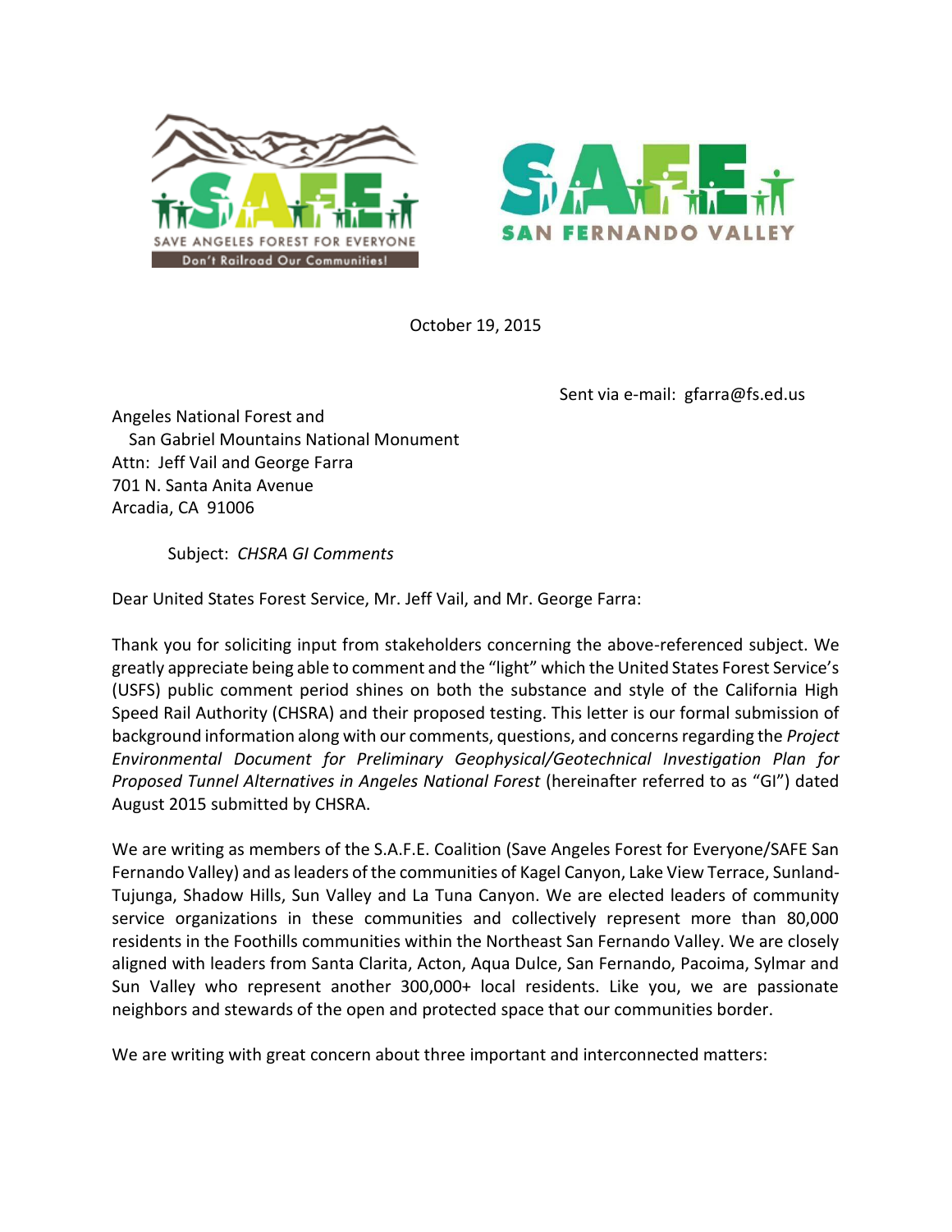October 19, 2015

Sent via e-mail: gfarra@fs.ed.us

Angeles National Forest and
San Gabriel Mountains National Monument
Attn: Jeff Vail and George Farra
701 N. Santa Anita Avenue
Arcadia, CA 91006

Subject: *CHSRA GI Comments*

Dear United States Forest Service, Mr. Jeff Vail, and Mr. George Farra:

Thank you for soliciting input from stakeholders concerning the above-referenced subject. We greatly appreciate being able to comment and the "light" which the United States Forest Service's (USFS) public comment period shines on both the substance and style of the California High Speed Rail Authority (CHSRA) and their proposed testing. This letter is our formal submission of background information along with our comments, questions, and concerns regarding the *Project Environmental Document for Preliminary Geophysical/Geotechnical Investigation Plan for Proposed Tunnel Alternatives in Angeles National Forest* (hereinafter referred to as "GI") dated August 2015 submitted by CHSRA.

We are writing as members of the S.A.F.E. Coalition (Save Angeles Forest for Everyone/SAFE San Fernando Valley) and as leaders of the communities of Kagel Canyon, Lake View Terrace, Sunland-Tujunga, Shadow Hills, Sun Valley and La Tuna Canyon. We are elected leaders of community service organizations in these communities and collectively represent more than 80,000 residents in the Foothills communities within the Northeast San Fernando Valley. We are closely aligned with leaders from Santa Clarita, Acton, Aqua Dulce, San Fernando, Pacoima, Sylmar and Sun Valley who represent another 300,000+ local residents. Like you, we are passionate neighbors and stewards of the open and protected space that our communities border.

We are writing with great concern about three important and interconnected matters: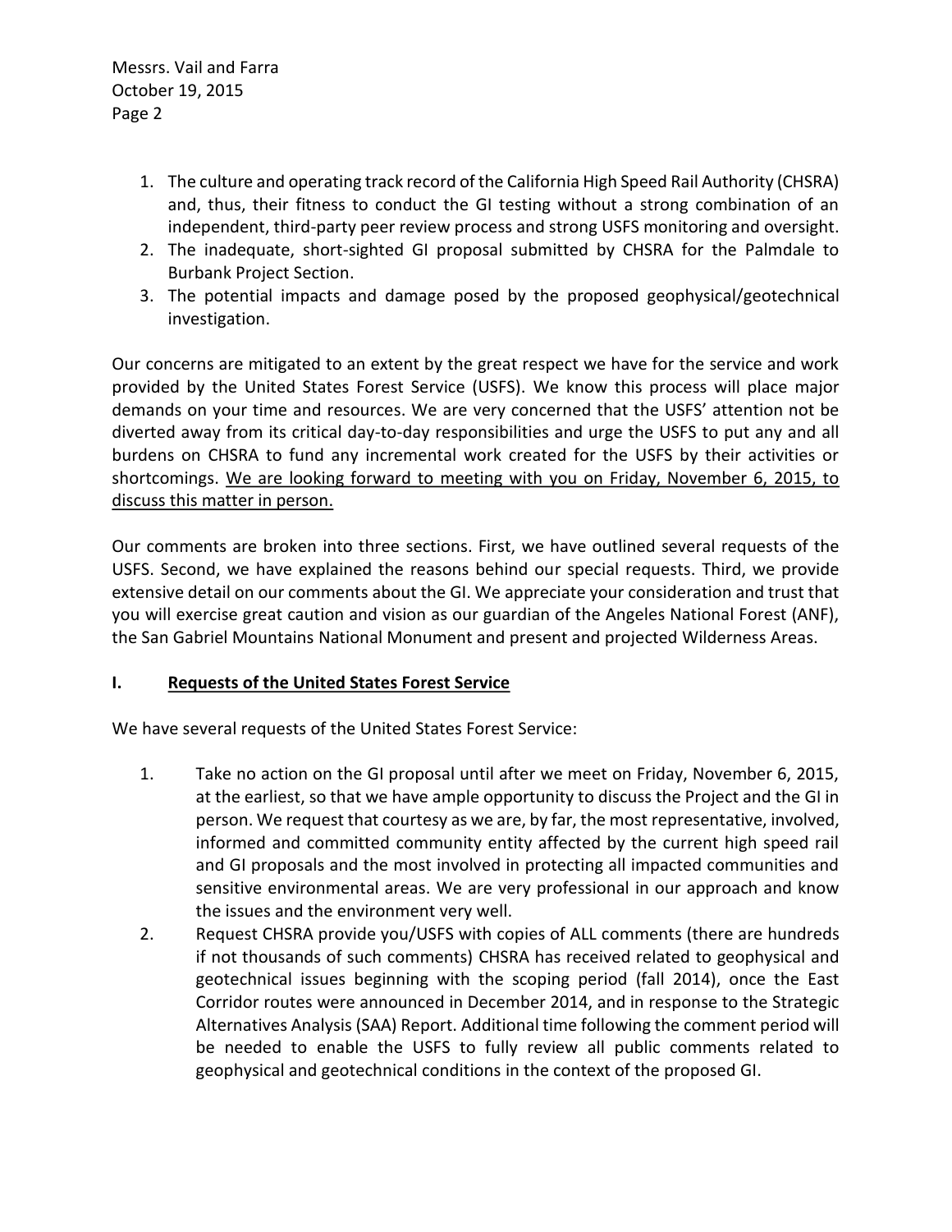1. The culture and operating track record of the California High Speed Rail Authority (CHSRA) and, thus, their fitness to conduct the GI testing without a strong combination of an independent, third-party peer review process and strong USFS monitoring and oversight.
2. The inadequate, short-sighted GI proposal submitted by CHSRA for the Palmdale to Burbank Project Section.
3. The potential impacts and damage posed by the proposed geophysical/geotechnical investigation.

Our concerns are mitigated to an extent by the great respect we have for the service and work provided by the United States Forest Service (USFS). We know this process will place major demands on your time and resources. We are very concerned that the USFS' attention not be diverted away from its critical day-to-day responsibilities and urge the USFS to put any and all burdens on CHSRA to fund any incremental work created for the USFS by their activities or shortcomings. <u>We are looking forward to meeting with you on Friday, November 6, 2015, to discuss this matter in person.</u>

Our comments are broken into three sections. First, we have outlined several requests of the USFS. Second, we have explained the reasons behind our special requests. Third, we provide extensive detail on our comments about the GI. We appreciate your consideration and trust that you will exercise great caution and vision as our guardian of the Angeles National Forest (ANF), the San Gabriel Mountains National Monument and present and projected Wilderness Areas.

## I. <u>Requests of the United States Forest Service</u>

We have several requests of the United States Forest Service:

1. Take no action on the GI proposal until after we meet on Friday, November 6, 2015, at the earliest, so that we have ample opportunity to discuss the Project and the GI in person. We request that courtesy as we are, by far, the most representative, involved, informed and committed community entity affected by the current high speed rail and GI proposals and the most involved in protecting all impacted communities and sensitive environmental areas. We are very professional in our approach and know the issues and the environment very well.
2. Request CHSRA provide you/USFS with copies of ALL comments (there are hundreds if not thousands of such comments) CHSRA has received related to geophysical and geotechnical issues beginning with the scoping period (fall 2014), once the East Corridor routes were announced in December 2014, and in response to the Strategic Alternatives Analysis (SAA) Report. Additional time following the comment period will be needed to enable the USFS to fully review all public comments related to geophysical and geotechnical conditions in the context of the proposed GI.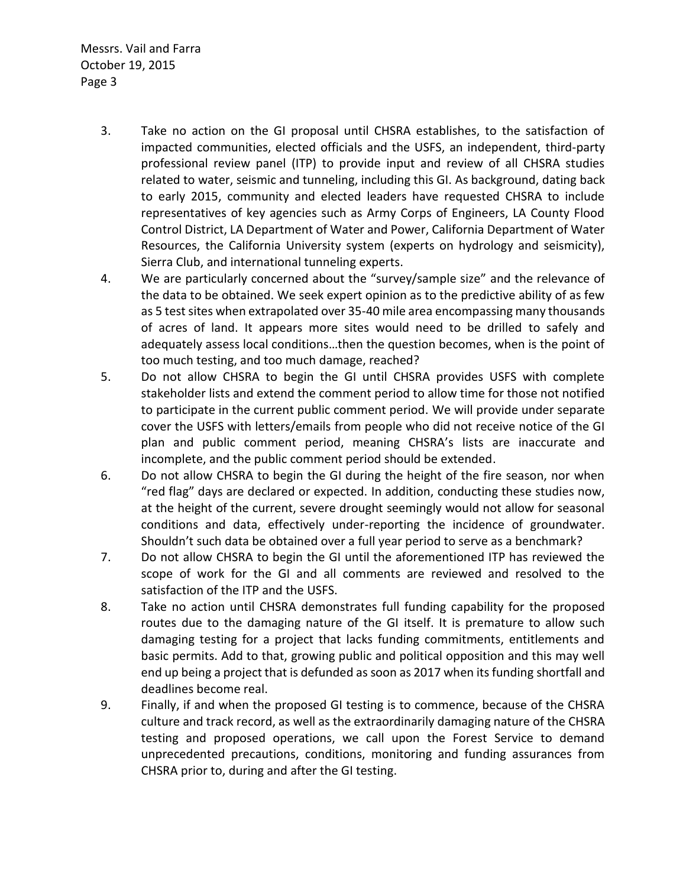3. Take no action on the GI proposal until CHSRA establishes, to the satisfaction of impacted communities, elected officials and the USFS, an independent, third-party professional review panel (ITP) to provide input and review of all CHSRA studies related to water, seismic and tunneling, including this GI. As background, dating back to early 2015, community and elected leaders have requested CHSRA to include representatives of key agencies such as Army Corps of Engineers, LA County Flood Control District, LA Department of Water and Power, California Department of Water Resources, the California University system (experts on hydrology and seismicity), Sierra Club, and international tunneling experts.
4. We are particularly concerned about the "survey/sample size" and the relevance of the data to be obtained. We seek expert opinion as to the predictive ability of as few as 5 test sites when extrapolated over 35-40 mile area encompassing many thousands of acres of land. It appears more sites would need to be drilled to safely and adequately assess local conditions…then the question becomes, when is the point of too much testing, and too much damage, reached?
5. Do not allow CHSRA to begin the GI until CHSRA provides USFS with complete stakeholder lists and extend the comment period to allow time for those not notified to participate in the current public comment period. We will provide under separate cover the USFS with letters/emails from people who did not receive notice of the GI plan and public comment period, meaning CHSRA's lists are inaccurate and incomplete, and the public comment period should be extended.
6. Do not allow CHSRA to begin the GI during the height of the fire season, nor when "red flag" days are declared or expected. In addition, conducting these studies now, at the height of the current, severe drought seemingly would not allow for seasonal conditions and data, effectively under-reporting the incidence of groundwater. Shouldn't such data be obtained over a full year period to serve as a benchmark?
7. Do not allow CHSRA to begin the GI until the aforementioned ITP has reviewed the scope of work for the GI and all comments are reviewed and resolved to the satisfaction of the ITP and the USFS.
8. Take no action until CHSRA demonstrates full funding capability for the proposed routes due to the damaging nature of the GI itself. It is premature to allow such damaging testing for a project that lacks funding commitments, entitlements and basic permits. Add to that, growing public and political opposition and this may well end up being a project that is defunded as soon as 2017 when its funding shortfall and deadlines become real.
9. Finally, if and when the proposed GI testing is to commence, because of the CHSRA culture and track record, as well as the extraordinarily damaging nature of the CHSRA testing and proposed operations, we call upon the Forest Service to demand unprecedented precautions, conditions, monitoring and funding assurances from CHSRA prior to, during and after the GI testing.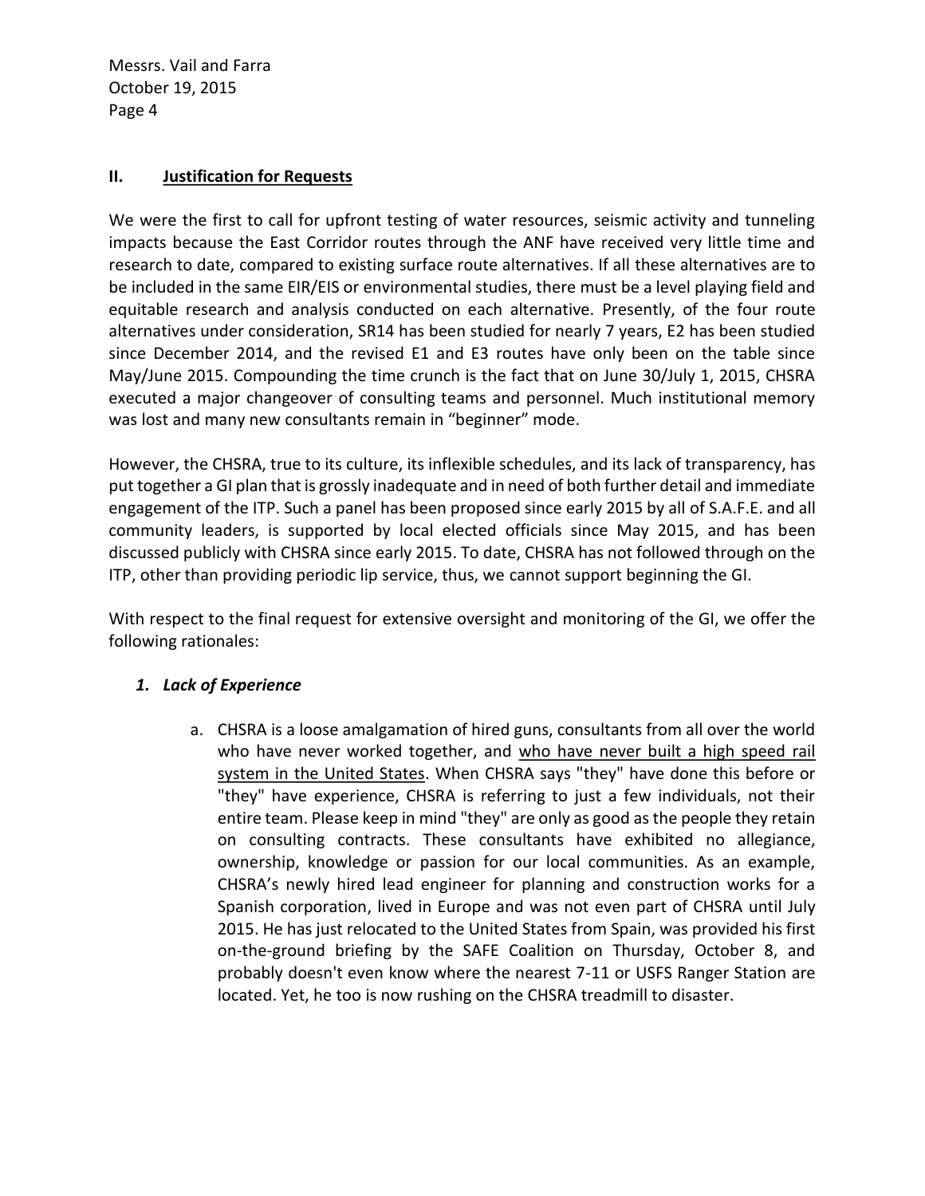## II. Justification for Requests

We were the first to call for upfront testing of water resources, seismic activity and tunneling impacts because the East Corridor routes through the ANF have received very little time and research to date, compared to existing surface route alternatives. If all these alternatives are to be included in the same EIR/EIS or environmental studies, there must be a level playing field and equitable research and analysis conducted on each alternative. Presently, of the four route alternatives under consideration, SR14 has been studied for nearly 7 years, E2 has been studied since December 2014, and the revised E1 and E3 routes have only been on the table since May/June 2015. Compounding the time crunch is the fact that on June 30/July 1, 2015, CHSRA executed a major changeover of consulting teams and personnel. Much institutional memory was lost and many new consultants remain in "beginner" mode.

However, the CHSRA, true to its culture, its inflexible schedules, and its lack of transparency, has put together a GI plan that is grossly inadequate and in need of both further detail and immediate engagement of the ITP. Such a panel has been proposed since early 2015 by all of S.A.F.E. and all community leaders, is supported by local elected officials since May 2015, and has been discussed publicly with CHSRA since early 2015. To date, CHSRA has not followed through on the ITP, other than providing periodic lip service, thus, we cannot support beginning the GI.

With respect to the final request for extensive oversight and monitoring of the GI, we offer the following rationales:

### *1. Lack of Experience*

a. CHSRA is a loose amalgamation of hired guns, consultants from all over the world who have never worked together, and <u>who have never built a high speed rail system in the United States</u>. When CHSRA says "they" have done this before or "they" have experience, CHSRA is referring to just a few individuals, not their entire team. Please keep in mind "they" are only as good as the people they retain on consulting contracts. These consultants have exhibited no allegiance, ownership, knowledge or passion for our local communities. As an example, CHSRA's newly hired lead engineer for planning and construction works for a Spanish corporation, lived in Europe and was not even part of CHSRA until July 2015. He has just relocated to the United States from Spain, was provided his first on-the-ground briefing by the SAFE Coalition on Thursday, October 8, and probably doesn't even know where the nearest 7-11 or USFS Ranger Station are located. Yet, he too is now rushing on the CHSRA treadmill to disaster.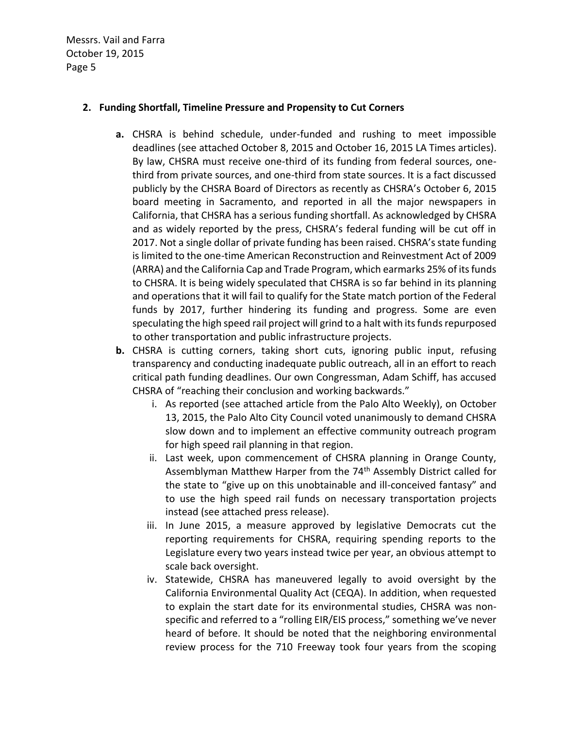## 2. Funding Shortfall, Timeline Pressure and Propensity to Cut Corners

**a.** CHSRA is behind schedule, under-funded and rushing to meet impossible deadlines (see attached October 8, 2015 and October 16, 2015 LA Times articles). By law, CHSRA must receive one-third of its funding from federal sources, one-third from private sources, and one-third from state sources. It is a fact discussed publicly by the CHSRA Board of Directors as recently as CHSRA's October 6, 2015 board meeting in Sacramento, and reported in all the major newspapers in California, that CHSRA has a serious funding shortfall. As acknowledged by CHSRA and as widely reported by the press, CHSRA's federal funding will be cut off in 2017. Not a single dollar of private funding has been raised. CHSRA's state funding is limited to the one-time American Reconstruction and Reinvestment Act of 2009 (ARRA) and the California Cap and Trade Program, which earmarks 25% of its funds to CHSRA. It is being widely speculated that CHSRA is so far behind in its planning and operations that it will fail to qualify for the State match portion of the Federal funds by 2017, further hindering its funding and progress. Some are even speculating the high speed rail project will grind to a halt with its funds repurposed to other transportation and public infrastructure projects.

**b.** CHSRA is cutting corners, taking short cuts, ignoring public input, refusing transparency and conducting inadequate public outreach, all in an effort to reach critical path funding deadlines. Our own Congressman, Adam Schiff, has accused CHSRA of "reaching their conclusion and working backwards."

i. As reported (see attached article from the Palo Alto Weekly), on October 13, 2015, the Palo Alto City Council voted unanimously to demand CHSRA slow down and to implement an effective community outreach program for high speed rail planning in that region.

ii. Last week, upon commencement of CHSRA planning in Orange County, Assemblyman Matthew Harper from the 74th Assembly District called for the state to "give up on this unobtainable and ill-conceived fantasy" and to use the high speed rail funds on necessary transportation projects instead (see attached press release).

iii. In June 2015, a measure approved by legislative Democrats cut the reporting requirements for CHSRA, requiring spending reports to the Legislature every two years instead twice per year, an obvious attempt to scale back oversight.

iv. Statewide, CHSRA has maneuvered legally to avoid oversight by the California Environmental Quality Act (CEQA). In addition, when requested to explain the start date for its environmental studies, CHSRA was non-specific and referred to a "rolling EIR/EIS process," something we've never heard of before. It should be noted that the neighboring environmental review process for the 710 Freeway took four years from the scoping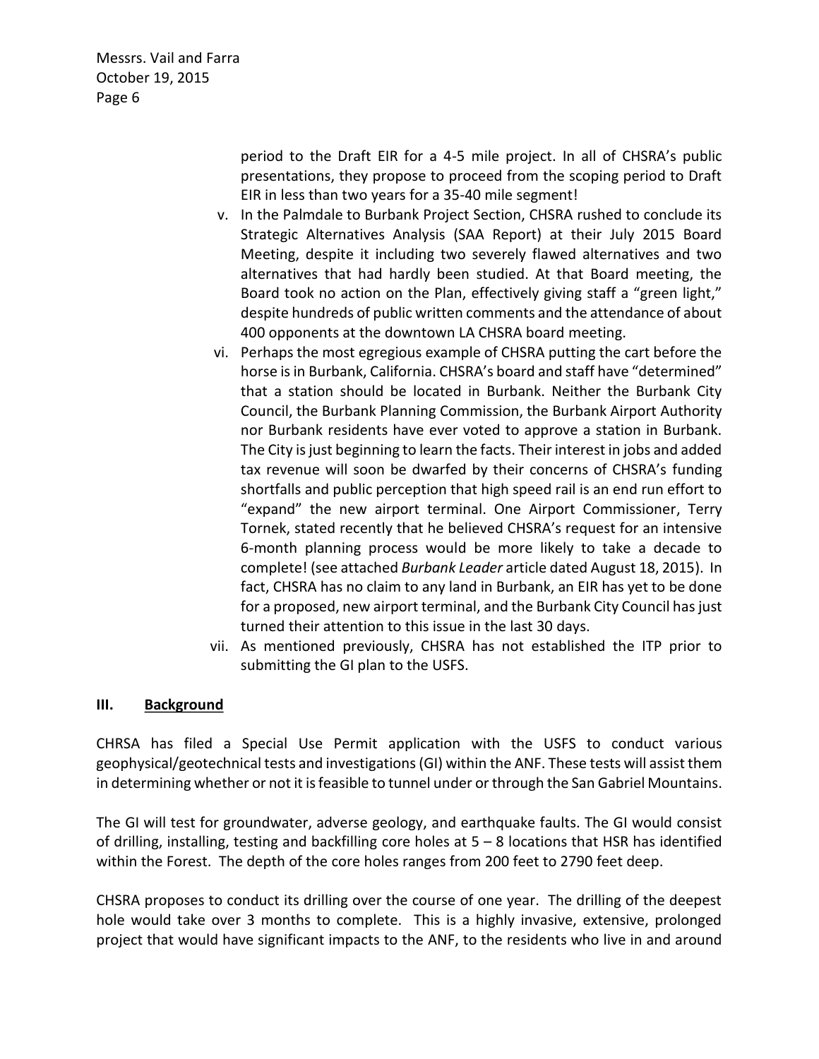period to the Draft EIR for a 4-5 mile project. In all of CHSRA's public presentations, they propose to proceed from the scoping period to Draft EIR in less than two years for a 35-40 mile segment!

v. In the Palmdale to Burbank Project Section, CHSRA rushed to conclude its Strategic Alternatives Analysis (SAA Report) at their July 2015 Board Meeting, despite it including two severely flawed alternatives and two alternatives that had hardly been studied. At that Board meeting, the Board took no action on the Plan, effectively giving staff a "green light," despite hundreds of public written comments and the attendance of about 400 opponents at the downtown LA CHSRA board meeting.

vi. Perhaps the most egregious example of CHSRA putting the cart before the horse is in Burbank, California. CHSRA's board and staff have "determined" that a station should be located in Burbank. Neither the Burbank City Council, the Burbank Planning Commission, the Burbank Airport Authority nor Burbank residents have ever voted to approve a station in Burbank. The City is just beginning to learn the facts. Their interest in jobs and added tax revenue will soon be dwarfed by their concerns of CHSRA's funding shortfalls and public perception that high speed rail is an end run effort to "expand" the new airport terminal. One Airport Commissioner, Terry Tornek, stated recently that he believed CHSRA's request for an intensive 6-month planning process would be more likely to take a decade to complete! (see attached *Burbank Leader* article dated August 18, 2015). In fact, CHSRA has no claim to any land in Burbank, an EIR has yet to be done for a proposed, new airport terminal, and the Burbank City Council has just turned their attention to this issue in the last 30 days.

vii. As mentioned previously, CHSRA has not established the ITP prior to submitting the GI plan to the USFS.

## III. Background

CHRSA has filed a Special Use Permit application with the USFS to conduct various geophysical/geotechnical tests and investigations (GI) within the ANF. These tests will assist them in determining whether or not it is feasible to tunnel under or through the San Gabriel Mountains.

The GI will test for groundwater, adverse geology, and earthquake faults. The GI would consist of drilling, installing, testing and backfilling core holes at 5 – 8 locations that HSR has identified within the Forest. The depth of the core holes ranges from 200 feet to 2790 feet deep.

CHSRA proposes to conduct its drilling over the course of one year. The drilling of the deepest hole would take over 3 months to complete. This is a highly invasive, extensive, prolonged project that would have significant impacts to the ANF, to the residents who live in and around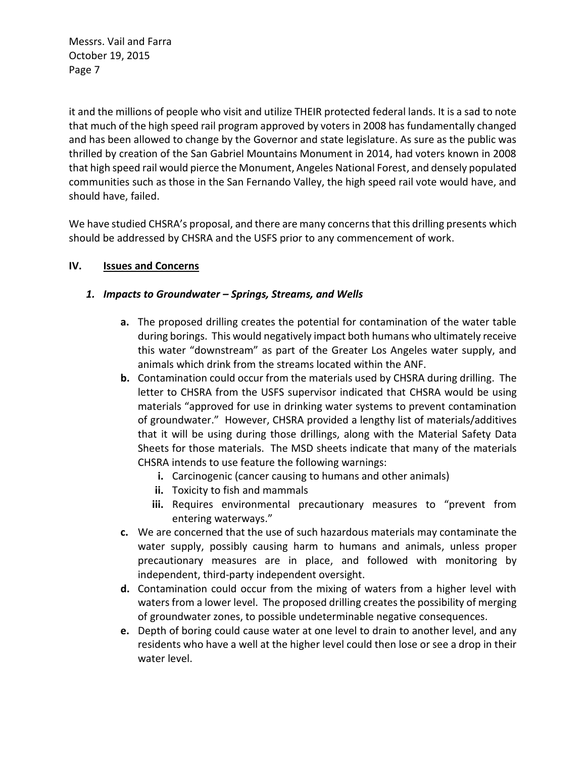it and the millions of people who visit and utilize THEIR protected federal lands. It is a sad to note that much of the high speed rail program approved by voters in 2008 has fundamentally changed and has been allowed to change by the Governor and state legislature. As sure as the public was thrilled by creation of the San Gabriel Mountains Monument in 2014, had voters known in 2008 that high speed rail would pierce the Monument, Angeles National Forest, and densely populated communities such as those in the San Fernando Valley, the high speed rail vote would have, and should have, failed.

We have studied CHSRA's proposal, and there are many concerns that this drilling presents which should be addressed by CHSRA and the USFS prior to any commencement of work.

## IV. <u>Issues and Concerns</u>

### *1. Impacts to Groundwater – Springs, Streams, and Wells*

- **a.** The proposed drilling creates the potential for contamination of the water table during borings. This would negatively impact both humans who ultimately receive this water "downstream" as part of the Greater Los Angeles water supply, and animals which drink from the streams located within the ANF.
- **b.** Contamination could occur from the materials used by CHSRA during drilling. The letter to CHSRA from the USFS supervisor indicated that CHSRA would be using materials "approved for use in drinking water systems to prevent contamination of groundwater." However, CHSRA provided a lengthy list of materials/additives that it will be using during those drillings, along with the Material Safety Data Sheets for those materials. The MSD sheets indicate that many of the materials CHSRA intends to use feature the following warnings:
  - **i.** Carcinogenic (cancer causing to humans and other animals)
  - **ii.** Toxicity to fish and mammals
  - **iii.** Requires environmental precautionary measures to "prevent from entering waterways."
- **c.** We are concerned that the use of such hazardous materials may contaminate the water supply, possibly causing harm to humans and animals, unless proper precautionary measures are in place, and followed with monitoring by independent, third-party independent oversight.
- **d.** Contamination could occur from the mixing of waters from a higher level with waters from a lower level. The proposed drilling creates the possibility of merging of groundwater zones, to possible undeterminable negative consequences.
- **e.** Depth of boring could cause water at one level to drain to another level, and any residents who have a well at the higher level could then lose or see a drop in their water level.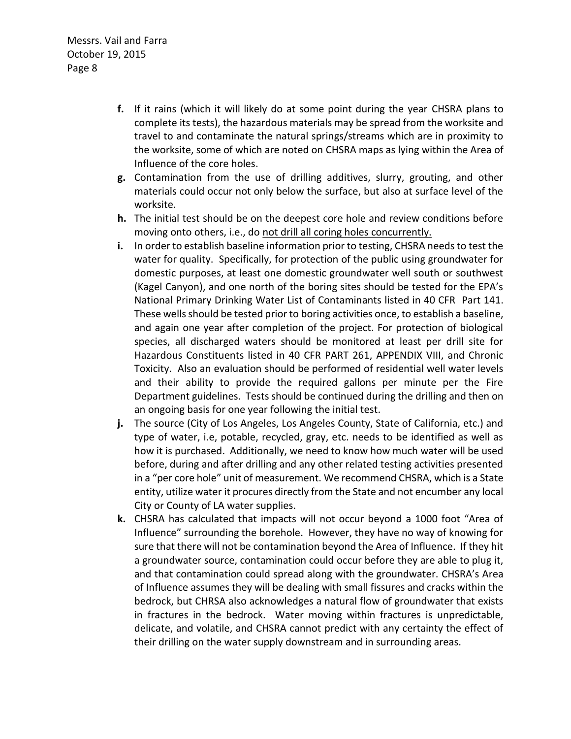**f.** If it rains (which it will likely do at some point during the year CHSRA plans to complete its tests), the hazardous materials may be spread from the worksite and travel to and contaminate the natural springs/streams which are in proximity to the worksite, some of which are noted on CHSRA maps as lying within the Area of Influence of the core holes.

**g.** Contamination from the use of drilling additives, slurry, grouting, and other materials could occur not only below the surface, but also at surface level of the worksite.

**h.** The initial test should be on the deepest core hole and review conditions before moving onto others, i.e., do <u>not drill all coring holes concurrently.</u>

**i.** In order to establish baseline information prior to testing, CHSRA needs to test the water for quality. Specifically, for protection of the public using groundwater for domestic purposes, at least one domestic groundwater well south or southwest (Kagel Canyon), and one north of the boring sites should be tested for the EPA's National Primary Drinking Water List of Contaminants listed in 40 CFR Part 141. These wells should be tested prior to boring activities once, to establish a baseline, and again one year after completion of the project. For protection of biological species, all discharged waters should be monitored at least per drill site for Hazardous Constituents listed in 40 CFR PART 261, APPENDIX VIII, and Chronic Toxicity. Also an evaluation should be performed of residential well water levels and their ability to provide the required gallons per minute per the Fire Department guidelines. Tests should be continued during the drilling and then on an ongoing basis for one year following the initial test.

**j.** The source (City of Los Angeles, Los Angeles County, State of California, etc.) and type of water, i.e, potable, recycled, gray, etc. needs to be identified as well as how it is purchased. Additionally, we need to know how much water will be used before, during and after drilling and any other related testing activities presented in a "per core hole" unit of measurement. We recommend CHSRA, which is a State entity, utilize water it procures directly from the State and not encumber any local City or County of LA water supplies.

**k.** CHSRA has calculated that impacts will not occur beyond a 1000 foot "Area of Influence" surrounding the borehole. However, they have no way of knowing for sure that there will not be contamination beyond the Area of Influence. If they hit a groundwater source, contamination could occur before they are able to plug it, and that contamination could spread along with the groundwater. CHSRA's Area of Influence assumes they will be dealing with small fissures and cracks within the bedrock, but CHRSA also acknowledges a natural flow of groundwater that exists in fractures in the bedrock. Water moving within fractures is unpredictable, delicate, and volatile, and CHSRA cannot predict with any certainty the effect of their drilling on the water supply downstream and in surrounding areas.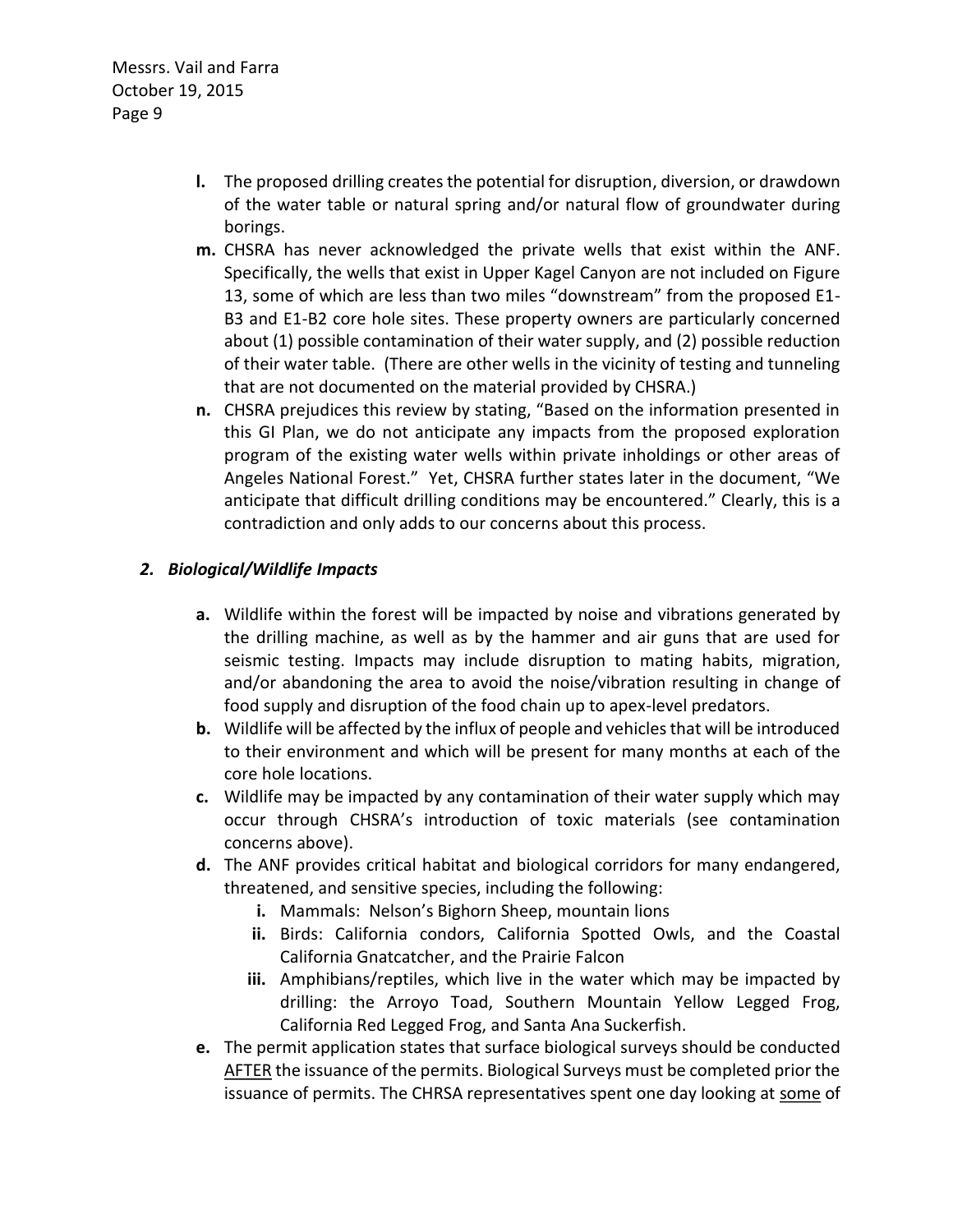- **l.** The proposed drilling creates the potential for disruption, diversion, or drawdown of the water table or natural spring and/or natural flow of groundwater during borings.
- **m.** CHSRA has never acknowledged the private wells that exist within the ANF. Specifically, the wells that exist in Upper Kagel Canyon are not included on Figure 13, some of which are less than two miles "downstream" from the proposed E1-B3 and E1-B2 core hole sites. These property owners are particularly concerned about (1) possible contamination of their water supply, and (2) possible reduction of their water table. (There are other wells in the vicinity of testing and tunneling that are not documented on the material provided by CHSRA.)
- **n.** CHSRA prejudices this review by stating, "Based on the information presented in this GI Plan, we do not anticipate any impacts from the proposed exploration program of the existing water wells within private inholdings or other areas of Angeles National Forest." Yet, CHSRA further states later in the document, "We anticipate that difficult drilling conditions may be encountered." Clearly, this is a contradiction and only adds to our concerns about this process.

## *2. Biological/Wildlife Impacts*

- **a.** Wildlife within the forest will be impacted by noise and vibrations generated by the drilling machine, as well as by the hammer and air guns that are used for seismic testing. Impacts may include disruption to mating habits, migration, and/or abandoning the area to avoid the noise/vibration resulting in change of food supply and disruption of the food chain up to apex-level predators.
- **b.** Wildlife will be affected by the influx of people and vehicles that will be introduced to their environment and which will be present for many months at each of the core hole locations.
- **c.** Wildlife may be impacted by any contamination of their water supply which may occur through CHSRA's introduction of toxic materials (see contamination concerns above).
- **d.** The ANF provides critical habitat and biological corridors for many endangered, threatened, and sensitive species, including the following:
  - **i.** Mammals: Nelson's Bighorn Sheep, mountain lions
  - **ii.** Birds: California condors, California Spotted Owls, and the Coastal California Gnatcatcher, and the Prairie Falcon
  - **iii.** Amphibians/reptiles, which live in the water which may be impacted by drilling: the Arroyo Toad, Southern Mountain Yellow Legged Frog, California Red Legged Frog, and Santa Ana Suckerfish.
- **e.** The permit application states that surface biological surveys should be conducted <u>AFTER</u> the issuance of the permits. Biological Surveys must be completed prior the issuance of permits. The CHRSA representatives spent one day looking at <u>some</u> of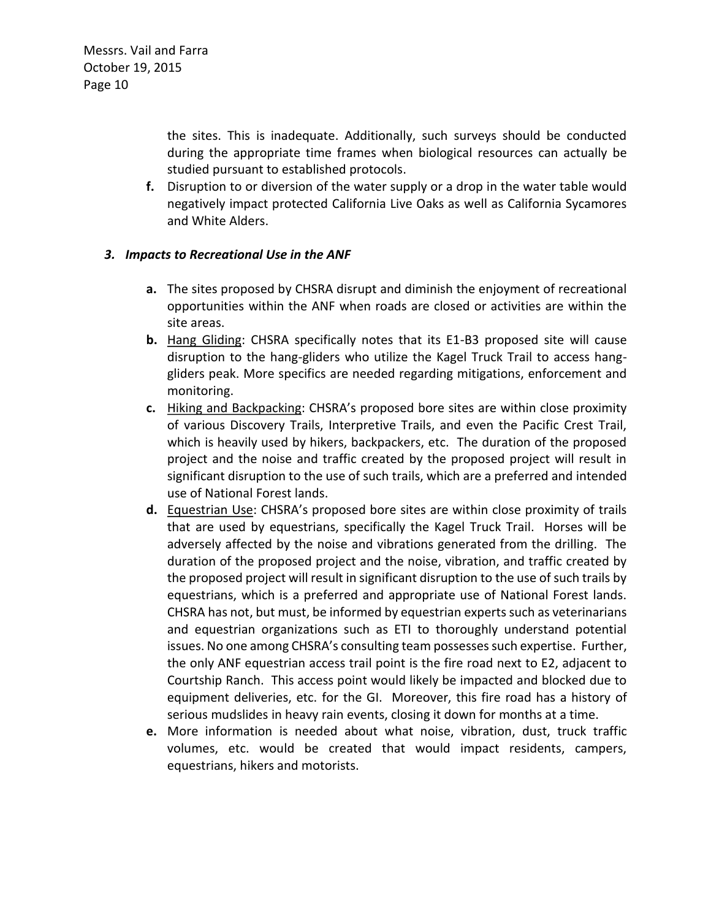the sites. This is inadequate. Additionally, such surveys should be conducted during the appropriate time frames when biological resources can actually be studied pursuant to established protocols.

**f.** Disruption to or diversion of the water supply or a drop in the water table would negatively impact protected California Live Oaks as well as California Sycamores and White Alders.

### *3. Impacts to Recreational Use in the ANF*

**a.** The sites proposed by CHSRA disrupt and diminish the enjoyment of recreational opportunities within the ANF when roads are closed or activities are within the site areas.

**b.** Hang Gliding: CHSRA specifically notes that its E1-B3 proposed site will cause disruption to the hang-gliders who utilize the Kagel Truck Trail to access hang-gliders peak. More specifics are needed regarding mitigations, enforcement and monitoring.

**c.** Hiking and Backpacking: CHSRA's proposed bore sites are within close proximity of various Discovery Trails, Interpretive Trails, and even the Pacific Crest Trail, which is heavily used by hikers, backpackers, etc. The duration of the proposed project and the noise and traffic created by the proposed project will result in significant disruption to the use of such trails, which are a preferred and intended use of National Forest lands.

**d.** Equestrian Use: CHSRA's proposed bore sites are within close proximity of trails that are used by equestrians, specifically the Kagel Truck Trail. Horses will be adversely affected by the noise and vibrations generated from the drilling. The duration of the proposed project and the noise, vibration, and traffic created by the proposed project will result in significant disruption to the use of such trails by equestrians, which is a preferred and appropriate use of National Forest lands. CHSRA has not, but must, be informed by equestrian experts such as veterinarians and equestrian organizations such as ETI to thoroughly understand potential issues. No one among CHSRA's consulting team possesses such expertise. Further, the only ANF equestrian access trail point is the fire road next to E2, adjacent to Courtship Ranch. This access point would likely be impacted and blocked due to equipment deliveries, etc. for the GI. Moreover, this fire road has a history of serious mudslides in heavy rain events, closing it down for months at a time.

**e.** More information is needed about what noise, vibration, dust, truck traffic volumes, etc. would be created that would impact residents, campers, equestrians, hikers and motorists.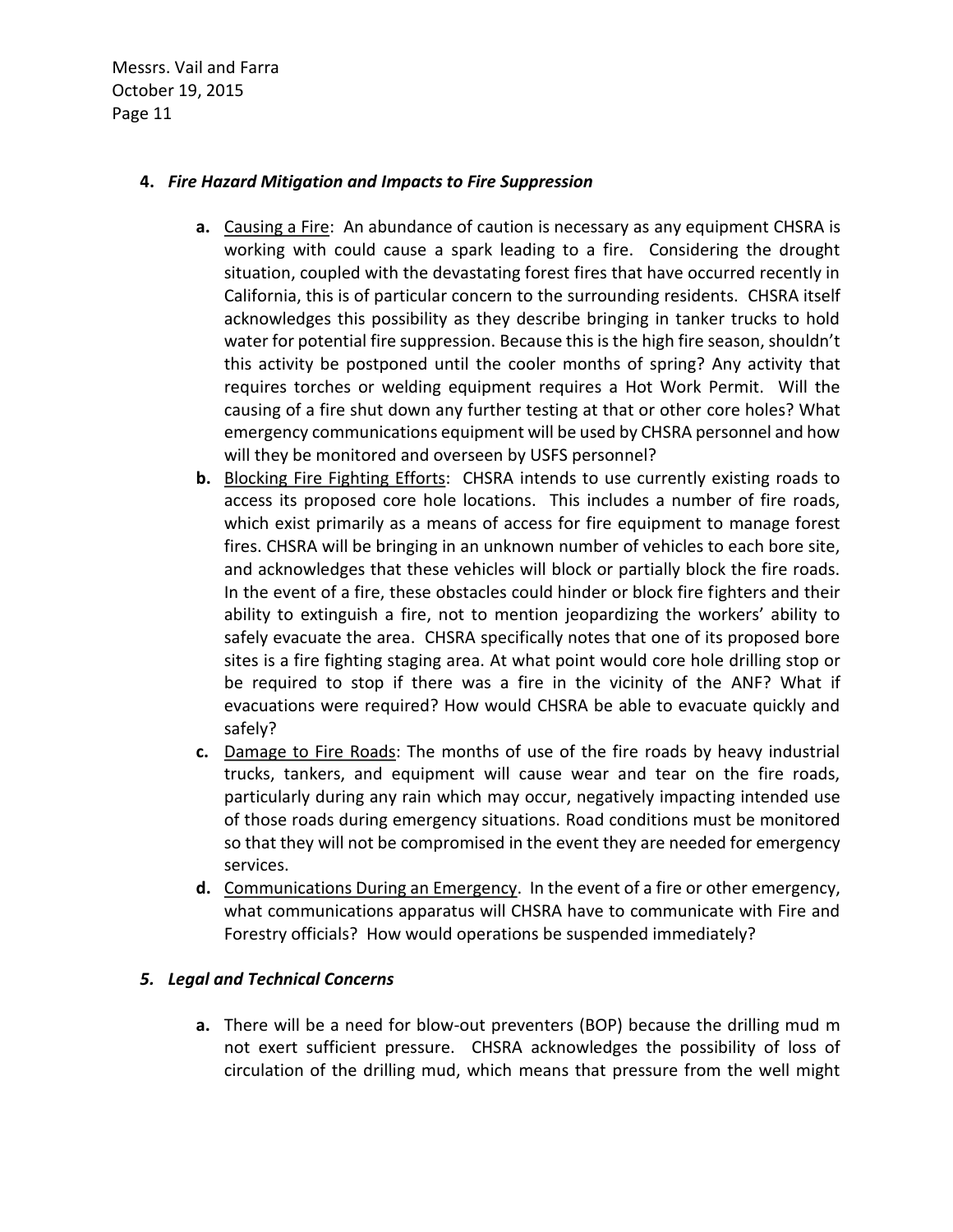**4.** ***Fire Hazard Mitigation and Impacts to Fire Suppression***

**a.** Causing a Fire: An abundance of caution is necessary as any equipment CHSRA is working with could cause a spark leading to a fire. Considering the drought situation, coupled with the devastating forest fires that have occurred recently in California, this is of particular concern to the surrounding residents. CHSRA itself acknowledges this possibility as they describe bringing in tanker trucks to hold water for potential fire suppression. Because this is the high fire season, shouldn't this activity be postponed until the cooler months of spring? Any activity that requires torches or welding equipment requires a Hot Work Permit. Will the causing of a fire shut down any further testing at that or other core holes? What emergency communications equipment will be used by CHSRA personnel and how will they be monitored and overseen by USFS personnel?

**b.** Blocking Fire Fighting Efforts: CHSRA intends to use currently existing roads to access its proposed core hole locations. This includes a number of fire roads, which exist primarily as a means of access for fire equipment to manage forest fires. CHSRA will be bringing in an unknown number of vehicles to each bore site, and acknowledges that these vehicles will block or partially block the fire roads. In the event of a fire, these obstacles could hinder or block fire fighters and their ability to extinguish a fire, not to mention jeopardizing the workers' ability to safely evacuate the area. CHSRA specifically notes that one of its proposed bore sites is a fire fighting staging area. At what point would core hole drilling stop or be required to stop if there was a fire in the vicinity of the ANF? What if evacuations were required? How would CHSRA be able to evacuate quickly and safely?

**c.** Damage to Fire Roads: The months of use of the fire roads by heavy industrial trucks, tankers, and equipment will cause wear and tear on the fire roads, particularly during any rain which may occur, negatively impacting intended use of those roads during emergency situations. Road conditions must be monitored so that they will not be compromised in the event they are needed for emergency services.

**d.** Communications During an Emergency. In the event of a fire or other emergency, what communications apparatus will CHSRA have to communicate with Fire and Forestry officials? How would operations be suspended immediately?

***5. Legal and Technical Concerns***

**a.** There will be a need for blow-out preventers (BOP) because the drilling mud m not exert sufficient pressure. CHSRA acknowledges the possibility of loss of circulation of the drilling mud, which means that pressure from the well might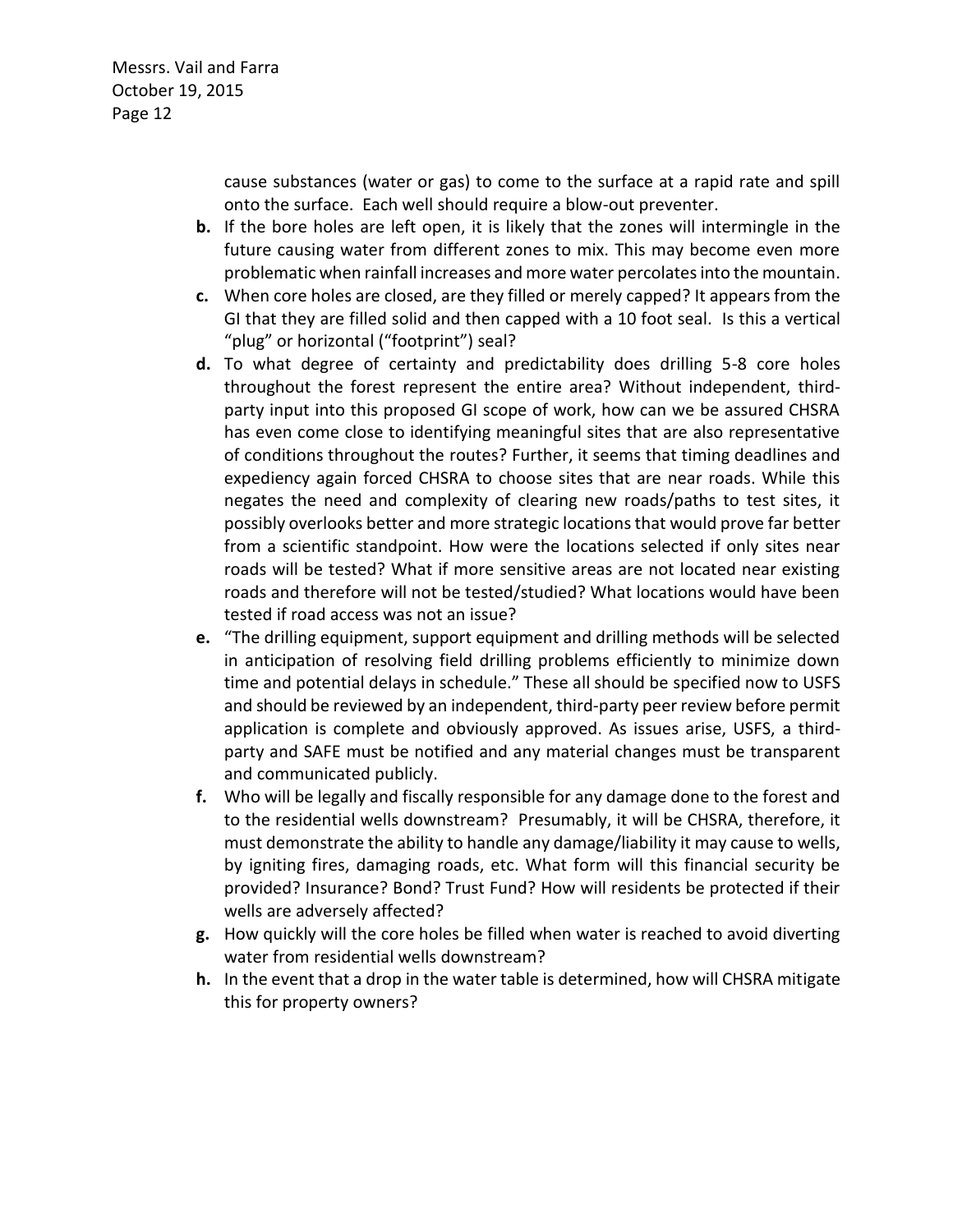cause substances (water or gas) to come to the surface at a rapid rate and spill onto the surface. Each well should require a blow-out preventer.

**b.** If the bore holes are left open, it is likely that the zones will intermingle in the future causing water from different zones to mix. This may become even more problematic when rainfall increases and more water percolates into the mountain.

**c.** When core holes are closed, are they filled or merely capped? It appears from the GI that they are filled solid and then capped with a 10 foot seal. Is this a vertical "plug" or horizontal ("footprint") seal?

**d.** To what degree of certainty and predictability does drilling 5-8 core holes throughout the forest represent the entire area? Without independent, third-party input into this proposed GI scope of work, how can we be assured CHSRA has even come close to identifying meaningful sites that are also representative of conditions throughout the routes? Further, it seems that timing deadlines and expediency again forced CHSRA to choose sites that are near roads. While this negates the need and complexity of clearing new roads/paths to test sites, it possibly overlooks better and more strategic locations that would prove far better from a scientific standpoint. How were the locations selected if only sites near roads will be tested? What if more sensitive areas are not located near existing roads and therefore will not be tested/studied? What locations would have been tested if road access was not an issue?

**e.** "The drilling equipment, support equipment and drilling methods will be selected in anticipation of resolving field drilling problems efficiently to minimize down time and potential delays in schedule." These all should be specified now to USFS and should be reviewed by an independent, third-party peer review before permit application is complete and obviously approved. As issues arise, USFS, a third-party and SAFE must be notified and any material changes must be transparent and communicated publicly.

**f.** Who will be legally and fiscally responsible for any damage done to the forest and to the residential wells downstream? Presumably, it will be CHSRA, therefore, it must demonstrate the ability to handle any damage/liability it may cause to wells, by igniting fires, damaging roads, etc. What form will this financial security be provided? Insurance? Bond? Trust Fund? How will residents be protected if their wells are adversely affected?

**g.** How quickly will the core holes be filled when water is reached to avoid diverting water from residential wells downstream?

**h.** In the event that a drop in the water table is determined, how will CHSRA mitigate this for property owners?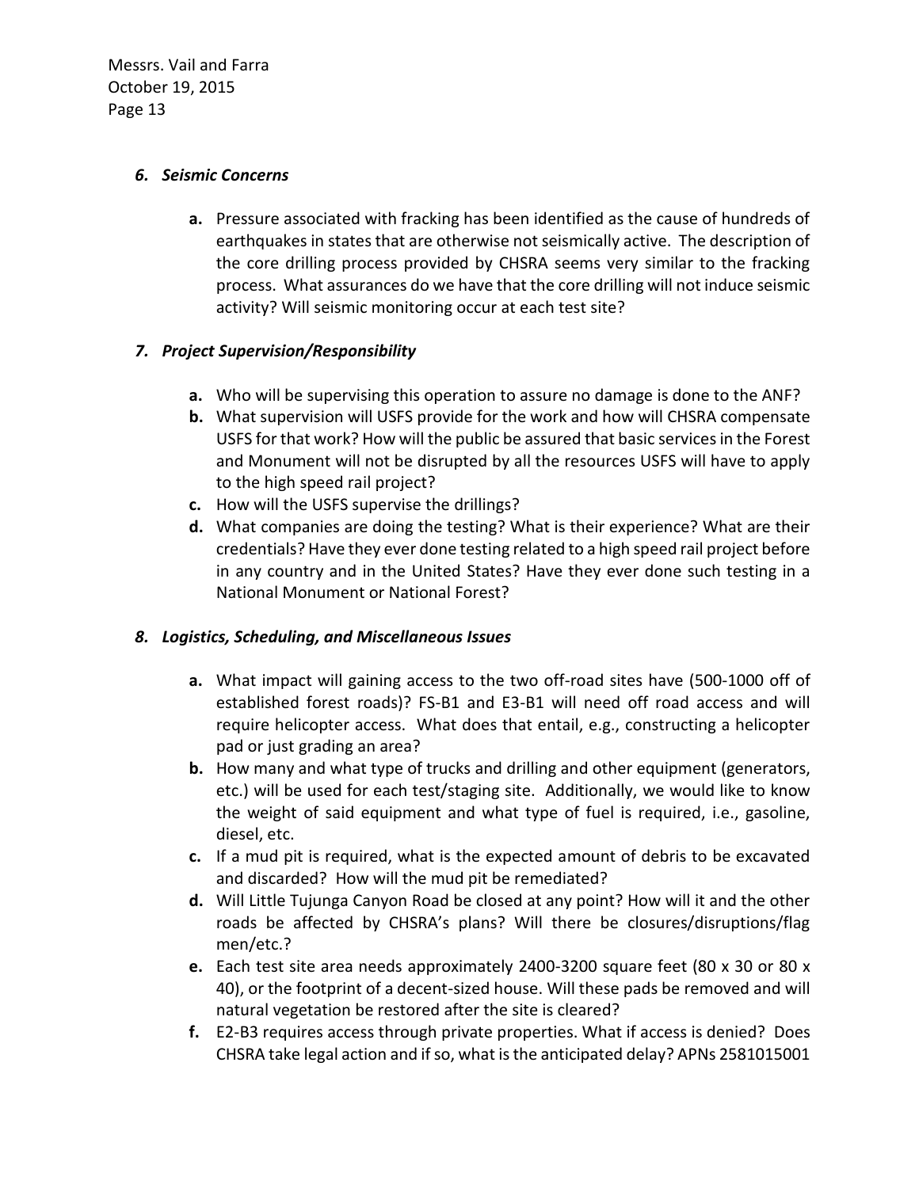### *6. Seismic Concerns*

**a.** Pressure associated with fracking has been identified as the cause of hundreds of earthquakes in states that are otherwise not seismically active. The description of the core drilling process provided by CHSRA seems very similar to the fracking process. What assurances do we have that the core drilling will not induce seismic activity? Will seismic monitoring occur at each test site?

### *7. Project Supervision/Responsibility*

**a.** Who will be supervising this operation to assure no damage is done to the ANF?

**b.** What supervision will USFS provide for the work and how will CHSRA compensate USFS for that work? How will the public be assured that basic services in the Forest and Monument will not be disrupted by all the resources USFS will have to apply to the high speed rail project?

**c.** How will the USFS supervise the drillings?

**d.** What companies are doing the testing? What is their experience? What are their credentials? Have they ever done testing related to a high speed rail project before in any country and in the United States? Have they ever done such testing in a National Monument or National Forest?

### *8. Logistics, Scheduling, and Miscellaneous Issues*

**a.** What impact will gaining access to the two off-road sites have (500-1000 off of established forest roads)? FS-B1 and E3-B1 will need off road access and will require helicopter access. What does that entail, e.g., constructing a helicopter pad or just grading an area?

**b.** How many and what type of trucks and drilling and other equipment (generators, etc.) will be used for each test/staging site. Additionally, we would like to know the weight of said equipment and what type of fuel is required, i.e., gasoline, diesel, etc.

**c.** If a mud pit is required, what is the expected amount of debris to be excavated and discarded? How will the mud pit be remediated?

**d.** Will Little Tujunga Canyon Road be closed at any point? How will it and the other roads be affected by CHSRA's plans? Will there be closures/disruptions/flag men/etc.?

**e.** Each test site area needs approximately 2400-3200 square feet (80 x 30 or 80 x 40), or the footprint of a decent-sized house. Will these pads be removed and will natural vegetation be restored after the site is cleared?

**f.** E2-B3 requires access through private properties. What if access is denied? Does CHSRA take legal action and if so, what is the anticipated delay? APNs 2581015001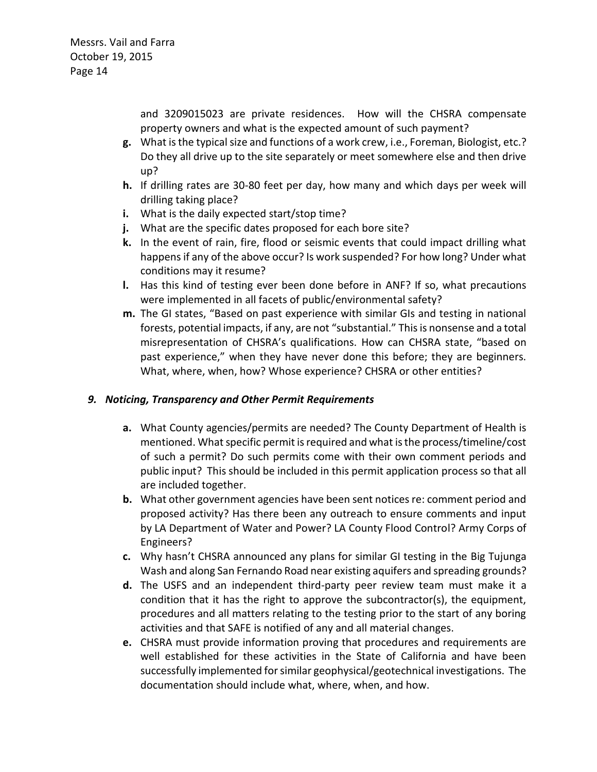and 3209015023 are private residences. How will the CHSRA compensate property owners and what is the expected amount of such payment?

- **g.** What is the typical size and functions of a work crew, i.e., Foreman, Biologist, etc.? Do they all drive up to the site separately or meet somewhere else and then drive up?
- **h.** If drilling rates are 30-80 feet per day, how many and which days per week will drilling taking place?
- **i.** What is the daily expected start/stop time?
- **j.** What are the specific dates proposed for each bore site?
- **k.** In the event of rain, fire, flood or seismic events that could impact drilling what happens if any of the above occur? Is work suspended? For how long? Under what conditions may it resume?
- **l.** Has this kind of testing ever been done before in ANF? If so, what precautions were implemented in all facets of public/environmental safety?
- **m.** The GI states, "Based on past experience with similar GIs and testing in national forests, potential impacts, if any, are not "substantial." This is nonsense and a total misrepresentation of CHSRA's qualifications. How can CHSRA state, "based on past experience," when they have never done this before; they are beginners. What, where, when, how? Whose experience? CHSRA or other entities?

### *9. Noticing, Transparency and Other Permit Requirements*

- **a.** What County agencies/permits are needed? The County Department of Health is mentioned. What specific permit is required and what is the process/timeline/cost of such a permit? Do such permits come with their own comment periods and public input? This should be included in this permit application process so that all are included together.
- **b.** What other government agencies have been sent notices re: comment period and proposed activity? Has there been any outreach to ensure comments and input by LA Department of Water and Power? LA County Flood Control? Army Corps of Engineers?
- **c.** Why hasn't CHSRA announced any plans for similar GI testing in the Big Tujunga Wash and along San Fernando Road near existing aquifers and spreading grounds?
- **d.** The USFS and an independent third-party peer review team must make it a condition that it has the right to approve the subcontractor(s), the equipment, procedures and all matters relating to the testing prior to the start of any boring activities and that SAFE is notified of any and all material changes.
- **e.** CHSRA must provide information proving that procedures and requirements are well established for these activities in the State of California and have been successfully implemented for similar geophysical/geotechnical investigations. The documentation should include what, where, when, and how.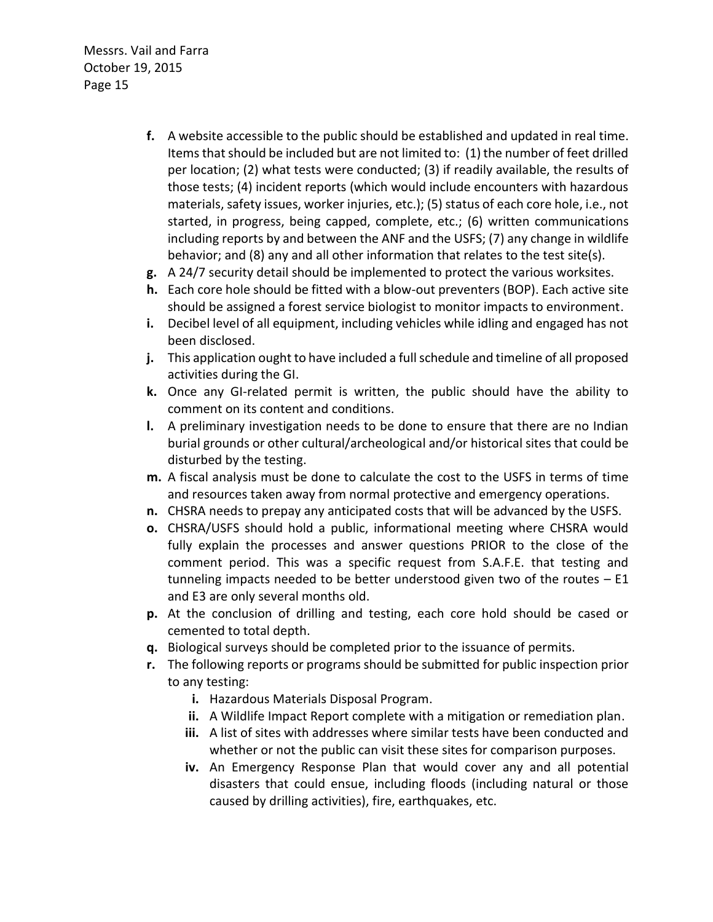**f.** A website accessible to the public should be established and updated in real time. Items that should be included but are not limited to: (1) the number of feet drilled per location; (2) what tests were conducted; (3) if readily available, the results of those tests; (4) incident reports (which would include encounters with hazardous materials, safety issues, worker injuries, etc.); (5) status of each core hole, i.e., not started, in progress, being capped, complete, etc.; (6) written communications including reports by and between the ANF and the USFS; (7) any change in wildlife behavior; and (8) any and all other information that relates to the test site(s).

**g.** A 24/7 security detail should be implemented to protect the various worksites.

**h.** Each core hole should be fitted with a blow-out preventers (BOP). Each active site should be assigned a forest service biologist to monitor impacts to environment.

**i.** Decibel level of all equipment, including vehicles while idling and engaged has not been disclosed.

**j.** This application ought to have included a full schedule and timeline of all proposed activities during the GI.

**k.** Once any GI-related permit is written, the public should have the ability to comment on its content and conditions.

**l.** A preliminary investigation needs to be done to ensure that there are no Indian burial grounds or other cultural/archeological and/or historical sites that could be disturbed by the testing.

**m.** A fiscal analysis must be done to calculate the cost to the USFS in terms of time and resources taken away from normal protective and emergency operations.

**n.** CHSRA needs to prepay any anticipated costs that will be advanced by the USFS.

**o.** CHSRA/USFS should hold a public, informational meeting where CHSRA would fully explain the processes and answer questions PRIOR to the close of the comment period. This was a specific request from S.A.F.E. that testing and tunneling impacts needed to be better understood given two of the routes – E1 and E3 are only several months old.

**p.** At the conclusion of drilling and testing, each core hold should be cased or cemented to total depth.

**q.** Biological surveys should be completed prior to the issuance of permits.

**r.** The following reports or programs should be submitted for public inspection prior to any testing:

   **i.** Hazardous Materials Disposal Program.

   **ii.** A Wildlife Impact Report complete with a mitigation or remediation plan.

   **iii.** A list of sites with addresses where similar tests have been conducted and whether or not the public can visit these sites for comparison purposes.

   **iv.** An Emergency Response Plan that would cover any and all potential disasters that could ensue, including floods (including natural or those caused by drilling activities), fire, earthquakes, etc.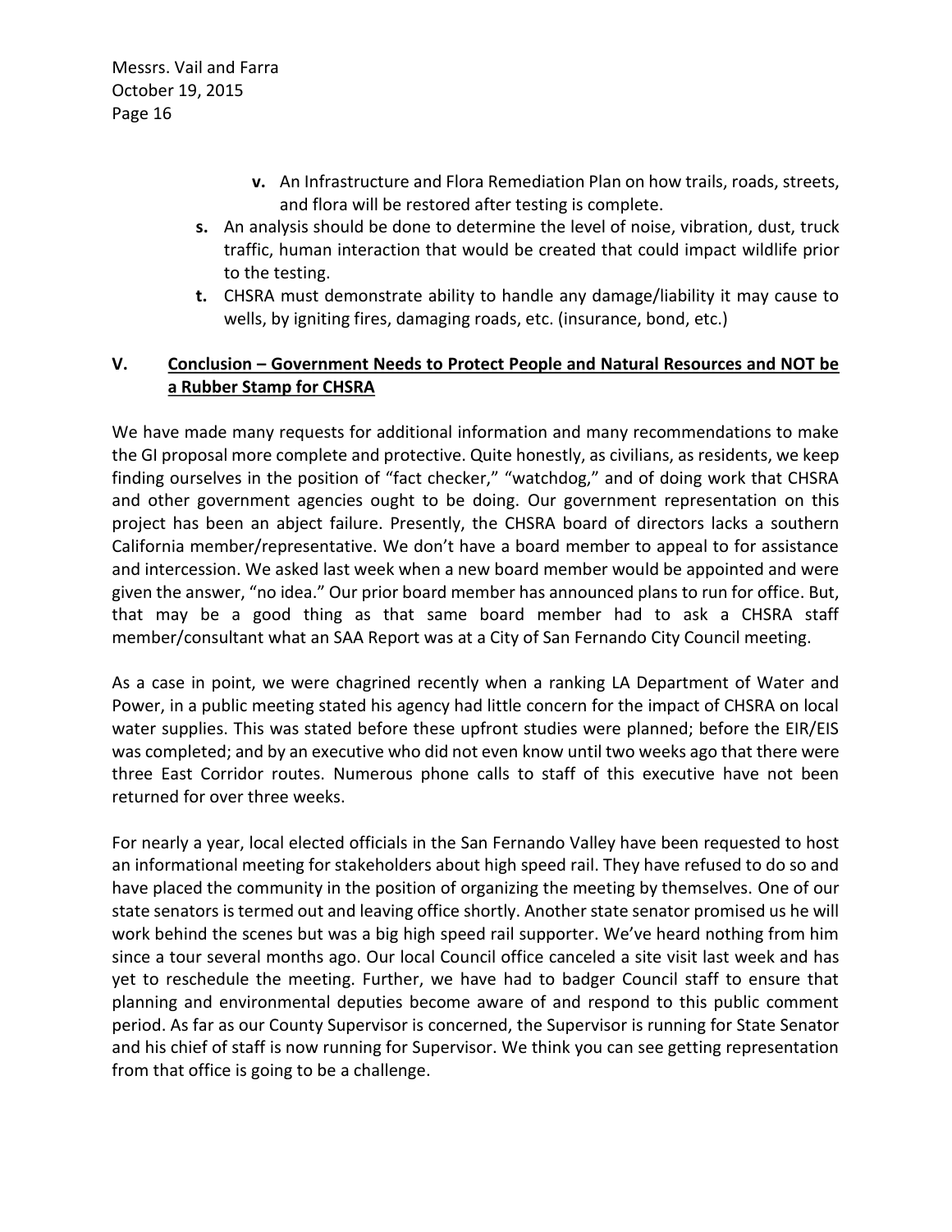- **v.** An Infrastructure and Flora Remediation Plan on how trails, roads, streets, and flora will be restored after testing is complete.

- **s.** An analysis should be done to determine the level of noise, vibration, dust, truck traffic, human interaction that would be created that could impact wildlife prior to the testing.
- **t.** CHSRA must demonstrate ability to handle any damage/liability it may cause to wells, by igniting fires, damaging roads, etc. (insurance, bond, etc.)

## V. <u>Conclusion – Government Needs to Protect People and Natural Resources and NOT be a Rubber Stamp for CHSRA</u>

We have made many requests for additional information and many recommendations to make the GI proposal more complete and protective. Quite honestly, as civilians, as residents, we keep finding ourselves in the position of "fact checker," "watchdog," and of doing work that CHSRA and other government agencies ought to be doing. Our government representation on this project has been an abject failure. Presently, the CHSRA board of directors lacks a southern California member/representative. We don't have a board member to appeal to for assistance and intercession. We asked last week when a new board member would be appointed and were given the answer, "no idea." Our prior board member has announced plans to run for office. But, that may be a good thing as that same board member had to ask a CHSRA staff member/consultant what an SAA Report was at a City of San Fernando City Council meeting.

As a case in point, we were chagrined recently when a ranking LA Department of Water and Power, in a public meeting stated his agency had little concern for the impact of CHSRA on local water supplies. This was stated before these upfront studies were planned; before the EIR/EIS was completed; and by an executive who did not even know until two weeks ago that there were three East Corridor routes. Numerous phone calls to staff of this executive have not been returned for over three weeks.

For nearly a year, local elected officials in the San Fernando Valley have been requested to host an informational meeting for stakeholders about high speed rail. They have refused to do so and have placed the community in the position of organizing the meeting by themselves. One of our state senators is termed out and leaving office shortly. Another state senator promised us he will work behind the scenes but was a big high speed rail supporter. We've heard nothing from him since a tour several months ago. Our local Council office canceled a site visit last week and has yet to reschedule the meeting. Further, we have had to badger Council staff to ensure that planning and environmental deputies become aware of and respond to this public comment period. As far as our County Supervisor is concerned, the Supervisor is running for State Senator and his chief of staff is now running for Supervisor. We think you can see getting representation from that office is going to be a challenge.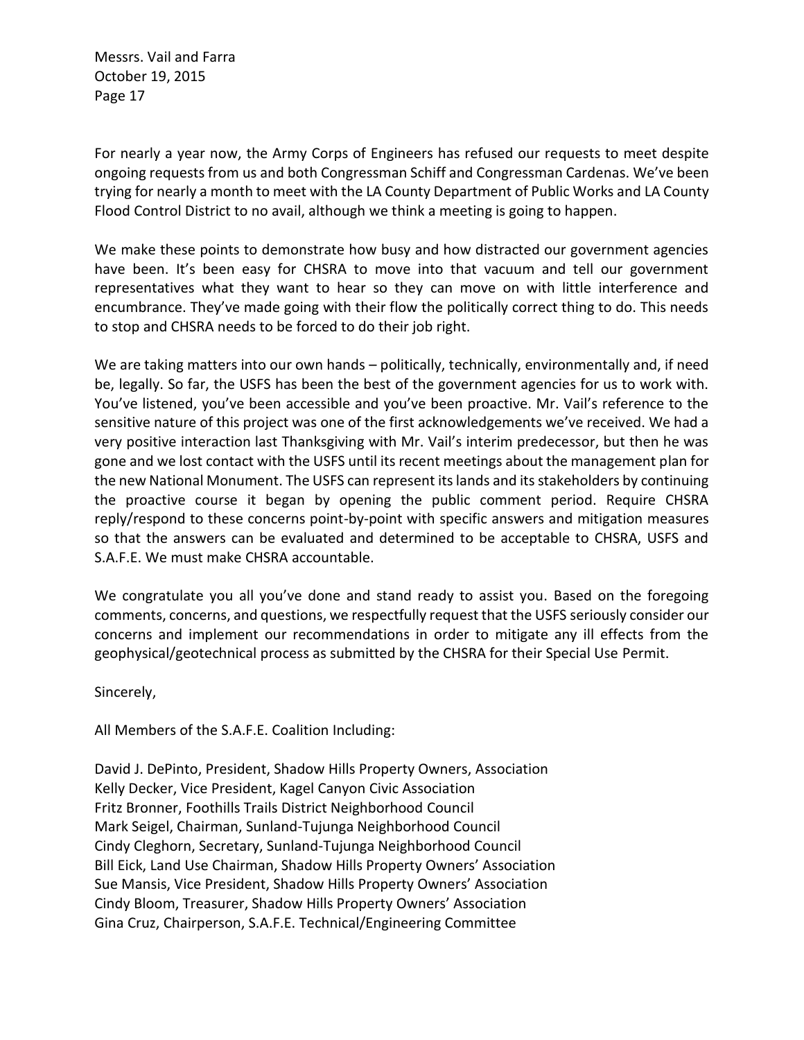For nearly a year now, the Army Corps of Engineers has refused our requests to meet despite ongoing requests from us and both Congressman Schiff and Congressman Cardenas. We've been trying for nearly a month to meet with the LA County Department of Public Works and LA County Flood Control District to no avail, although we think a meeting is going to happen.

We make these points to demonstrate how busy and how distracted our government agencies have been. It's been easy for CHSRA to move into that vacuum and tell our government representatives what they want to hear so they can move on with little interference and encumbrance. They've made going with their flow the politically correct thing to do. This needs to stop and CHSRA needs to be forced to do their job right.

We are taking matters into our own hands – politically, technically, environmentally and, if need be, legally. So far, the USFS has been the best of the government agencies for us to work with. You've listened, you've been accessible and you've been proactive. Mr. Vail's reference to the sensitive nature of this project was one of the first acknowledgements we've received. We had a very positive interaction last Thanksgiving with Mr. Vail's interim predecessor, but then he was gone and we lost contact with the USFS until its recent meetings about the management plan for the new National Monument. The USFS can represent its lands and its stakeholders by continuing the proactive course it began by opening the public comment period. Require CHSRA reply/respond to these concerns point-by-point with specific answers and mitigation measures so that the answers can be evaluated and determined to be acceptable to CHSRA, USFS and S.A.F.E. We must make CHSRA accountable.

We congratulate you all you've done and stand ready to assist you. Based on the foregoing comments, concerns, and questions, we respectfully request that the USFS seriously consider our concerns and implement our recommendations in order to mitigate any ill effects from the geophysical/geotechnical process as submitted by the CHSRA for their Special Use Permit.

Sincerely,

All Members of the S.A.F.E. Coalition Including:

David J. DePinto, President, Shadow Hills Property Owners, Association
Kelly Decker, Vice President, Kagel Canyon Civic Association
Fritz Bronner, Foothills Trails District Neighborhood Council
Mark Seigel, Chairman, Sunland-Tujunga Neighborhood Council
Cindy Cleghorn, Secretary, Sunland-Tujunga Neighborhood Council
Bill Eick, Land Use Chairman, Shadow Hills Property Owners' Association
Sue Mansis, Vice President, Shadow Hills Property Owners' Association
Cindy Bloom, Treasurer, Shadow Hills Property Owners' Association
Gina Cruz, Chairperson, S.A.F.E. Technical/Engineering Committee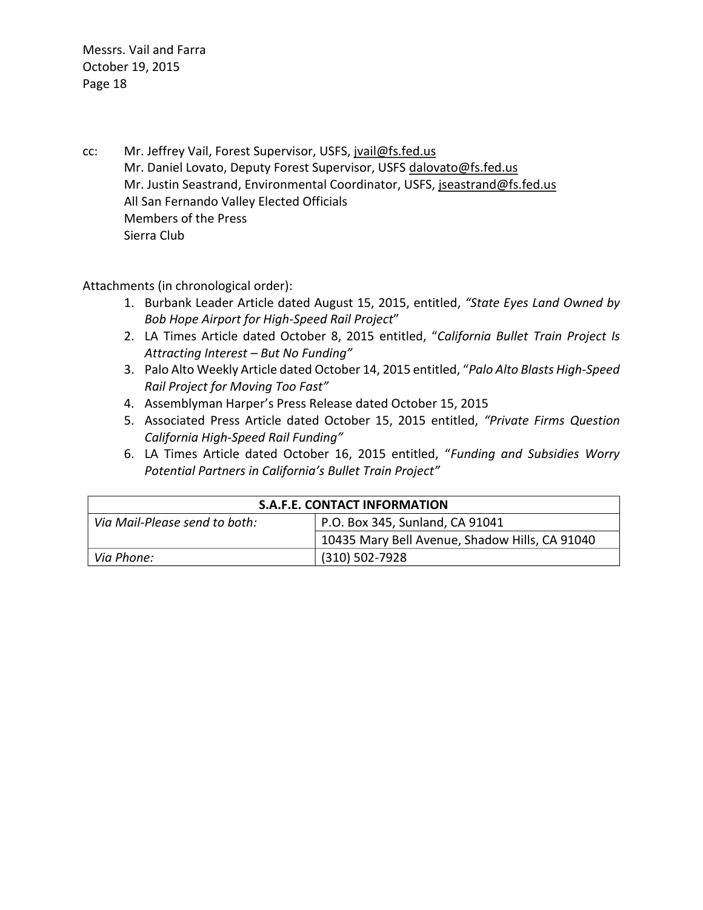cc: Mr. Jeffrey Vail, Forest Supervisor, USFS, jvail@fs.fed.us
Mr. Daniel Lovato, Deputy Forest Supervisor, USFS dalovato@fs.fed.us
Mr. Justin Seastrand, Environmental Coordinator, USFS, jseastrand@fs.fed.us
All San Fernando Valley Elected Officials
Members of the Press
Sierra Club

Attachments (in chronological order):

1. Burbank Leader Article dated August 15, 2015, entitled, *"State Eyes Land Owned by Bob Hope Airport for High-Speed Rail Project"*
2. LA Times Article dated October 8, 2015 entitled, "*California Bullet Train Project Is Attracting Interest – But No Funding"*
3. Palo Alto Weekly Article dated October 14, 2015 entitled, "*Palo Alto Blasts High-Speed Rail Project for Moving Too Fast"*
4. Assemblyman Harper's Press Release dated October 15, 2015
5. Associated Press Article dated October 15, 2015 entitled, *"Private Firms Question California High-Speed Rail Funding"*
6. LA Times Article dated October 16, 2015 entitled, "*Funding and Subsidies Worry Potential Partners in California's Bullet Train Project"*

| **S.A.F.E. CONTACT INFORMATION** | |
|---|---|
| *Via Mail-Please send to both:* | P.O. Box 345, Sunland, CA 91041 |
| | 10435 Mary Bell Avenue, Shadow Hills, CA 91040 |
| *Via Phone:* | (310) 502-7928 |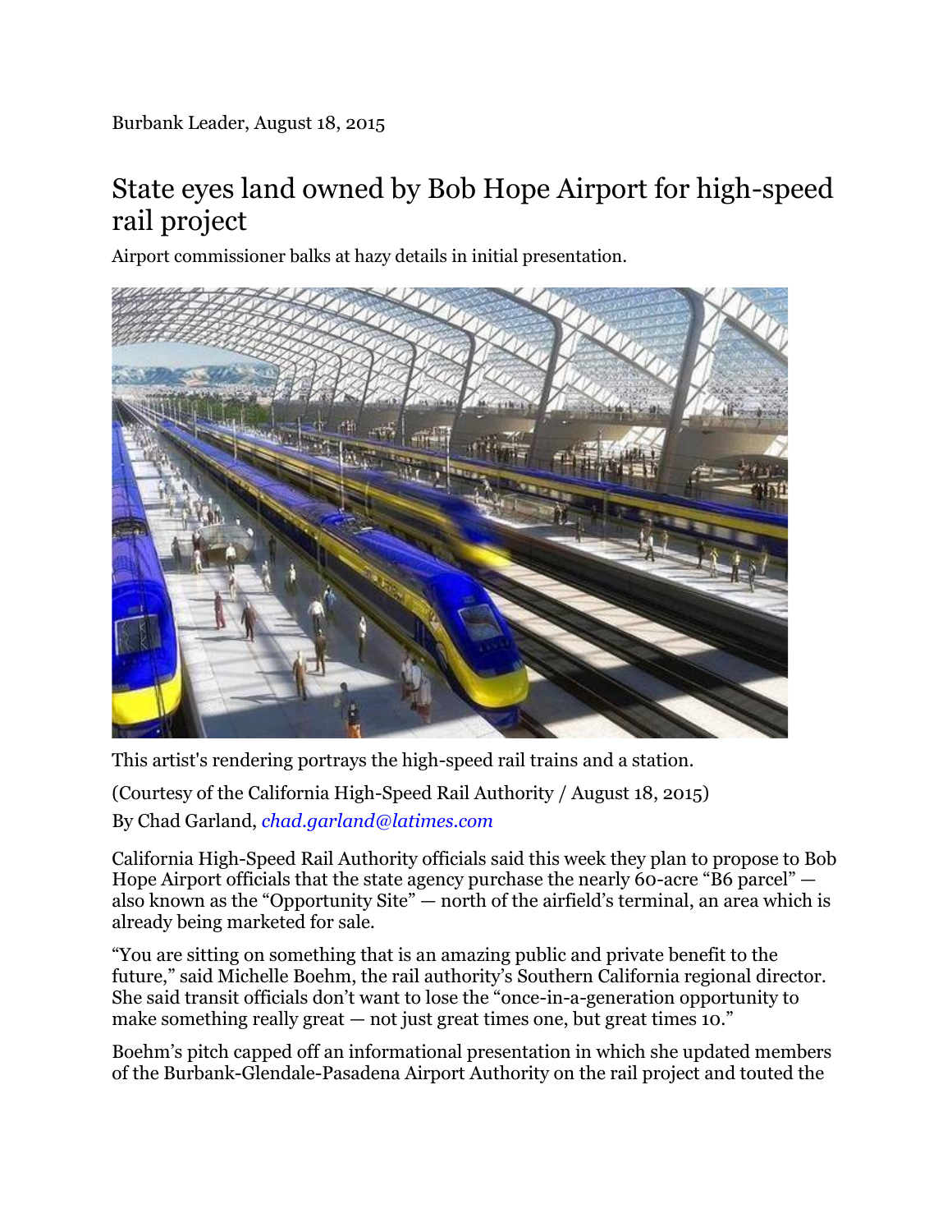Burbank Leader, August 18, 2015

# State eyes land owned by Bob Hope Airport for high-speed rail project

Airport commissioner balks at hazy details in initial presentation.

This artist's rendering portrays the high-speed rail trains and a station.

(Courtesy of the California High-Speed Rail Authority / August 18, 2015)

By Chad Garland, *chad.garland@latimes.com*

California High-Speed Rail Authority officials said this week they plan to propose to Bob Hope Airport officials that the state agency purchase the nearly 60-acre "B6 parcel" — also known as the "Opportunity Site" — north of the airfield's terminal, an area which is already being marketed for sale.

"You are sitting on something that is an amazing public and private benefit to the future," said Michelle Boehm, the rail authority's Southern California regional director. She said transit officials don't want to lose the "once-in-a-generation opportunity to make something really great — not just great times one, but great times 10."

Boehm's pitch capped off an informational presentation in which she updated members of the Burbank-Glendale-Pasadena Airport Authority on the rail project and touted the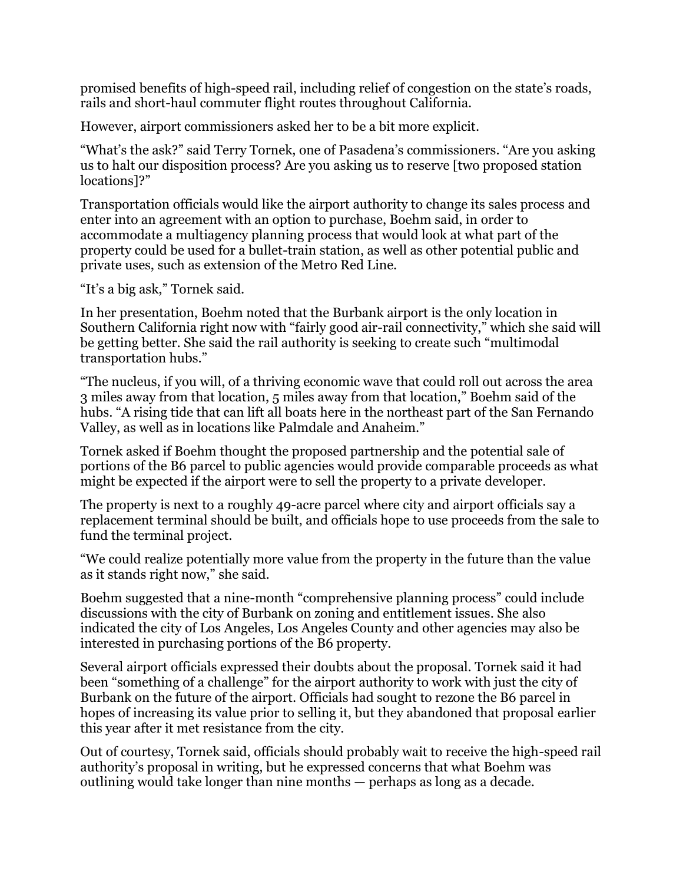promised benefits of high-speed rail, including relief of congestion on the state's roads, rails and short-haul commuter flight routes throughout California.

However, airport commissioners asked her to be a bit more explicit.

"What's the ask?" said Terry Tornek, one of Pasadena's commissioners. "Are you asking us to halt our disposition process? Are you asking us to reserve [two proposed station locations]?"

Transportation officials would like the airport authority to change its sales process and enter into an agreement with an option to purchase, Boehm said, in order to accommodate a multiagency planning process that would look at what part of the property could be used for a bullet-train station, as well as other potential public and private uses, such as extension of the Metro Red Line.

"It's a big ask," Tornek said.

In her presentation, Boehm noted that the Burbank airport is the only location in Southern California right now with "fairly good air-rail connectivity," which she said will be getting better. She said the rail authority is seeking to create such "multimodal transportation hubs."

"The nucleus, if you will, of a thriving economic wave that could roll out across the area 3 miles away from that location, 5 miles away from that location," Boehm said of the hubs. "A rising tide that can lift all boats here in the northeast part of the San Fernando Valley, as well as in locations like Palmdale and Anaheim."

Tornek asked if Boehm thought the proposed partnership and the potential sale of portions of the B6 parcel to public agencies would provide comparable proceeds as what might be expected if the airport were to sell the property to a private developer.

The property is next to a roughly 49-acre parcel where city and airport officials say a replacement terminal should be built, and officials hope to use proceeds from the sale to fund the terminal project.

"We could realize potentially more value from the property in the future than the value as it stands right now," she said.

Boehm suggested that a nine-month "comprehensive planning process" could include discussions with the city of Burbank on zoning and entitlement issues. She also indicated the city of Los Angeles, Los Angeles County and other agencies may also be interested in purchasing portions of the B6 property.

Several airport officials expressed their doubts about the proposal. Tornek said it had been "something of a challenge" for the airport authority to work with just the city of Burbank on the future of the airport. Officials had sought to rezone the B6 parcel in hopes of increasing its value prior to selling it, but they abandoned that proposal earlier this year after it met resistance from the city.

Out of courtesy, Tornek said, officials should probably wait to receive the high-speed rail authority's proposal in writing, but he expressed concerns that what Boehm was outlining would take longer than nine months — perhaps as long as a decade.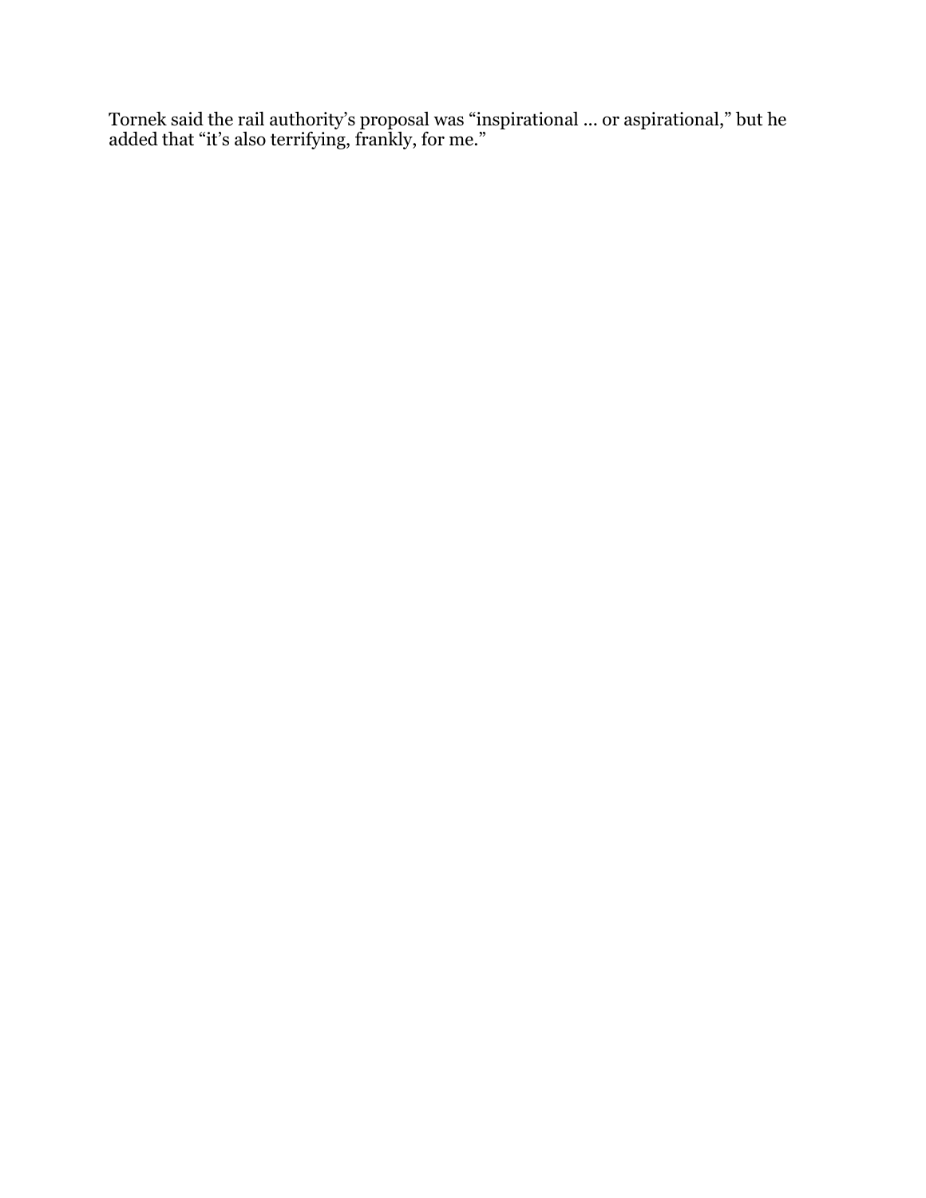Tornek said the rail authority's proposal was "inspirational ... or aspirational," but he added that "it's also terrifying, frankly, for me."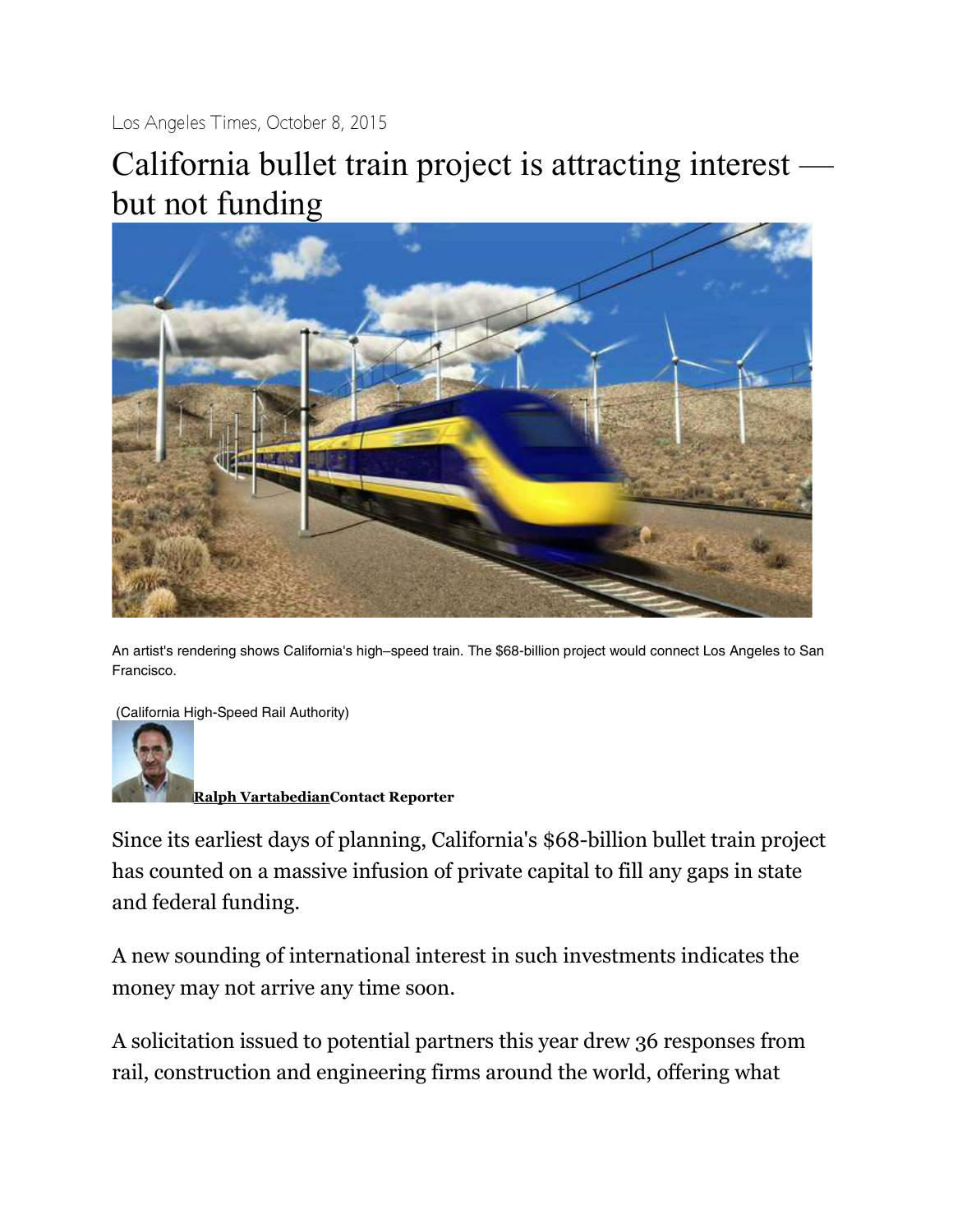Los Angeles Times, October 8, 2015

# California bullet train project is attracting interest — but not funding

An artist's rendering shows California's high–speed train. The $68-billion project would connect Los Angeles to San Francisco.

(California High-Speed Rail Authority)

**Ralph Vartabedian** **Contact Reporter**

Since its earliest days of planning, California's $68-billion bullet train project has counted on a massive infusion of private capital to fill any gaps in state and federal funding.

A new sounding of international interest in such investments indicates the money may not arrive any time soon.

A solicitation issued to potential partners this year drew 36 responses from rail, construction and engineering firms around the world, offering what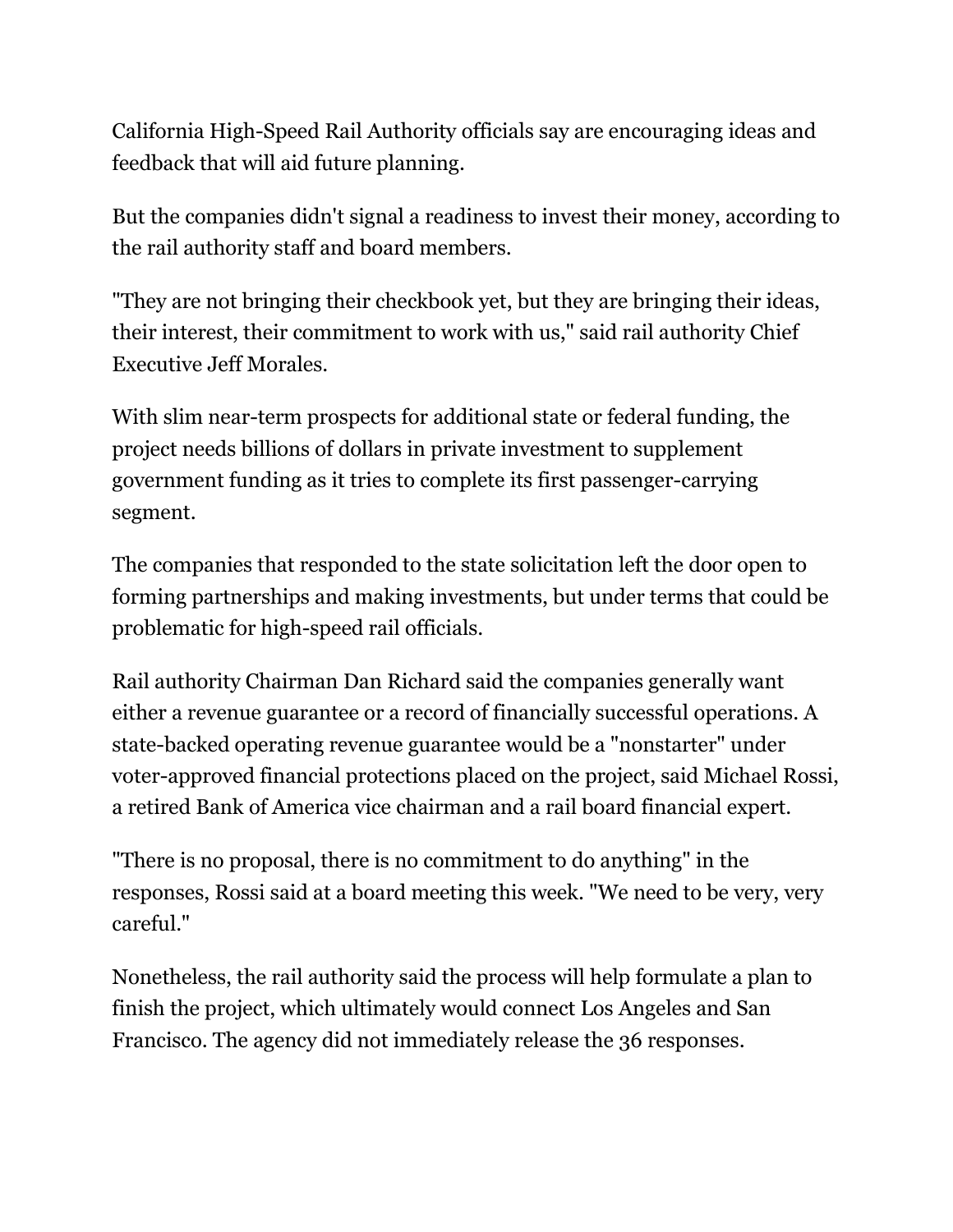California High-Speed Rail Authority officials say are encouraging ideas and feedback that will aid future planning.

But the companies didn't signal a readiness to invest their money, according to the rail authority staff and board members.

"They are not bringing their checkbook yet, but they are bringing their ideas, their interest, their commitment to work with us," said rail authority Chief Executive Jeff Morales.

With slim near-term prospects for additional state or federal funding, the project needs billions of dollars in private investment to supplement government funding as it tries to complete its first passenger-carrying segment.

The companies that responded to the state solicitation left the door open to forming partnerships and making investments, but under terms that could be problematic for high-speed rail officials.

Rail authority Chairman Dan Richard said the companies generally want either a revenue guarantee or a record of financially successful operations. A state-backed operating revenue guarantee would be a "nonstarter" under voter-approved financial protections placed on the project, said Michael Rossi, a retired Bank of America vice chairman and a rail board financial expert.

"There is no proposal, there is no commitment to do anything" in the responses, Rossi said at a board meeting this week. "We need to be very, very careful."

Nonetheless, the rail authority said the process will help formulate a plan to finish the project, which ultimately would connect Los Angeles and San Francisco. The agency did not immediately release the 36 responses.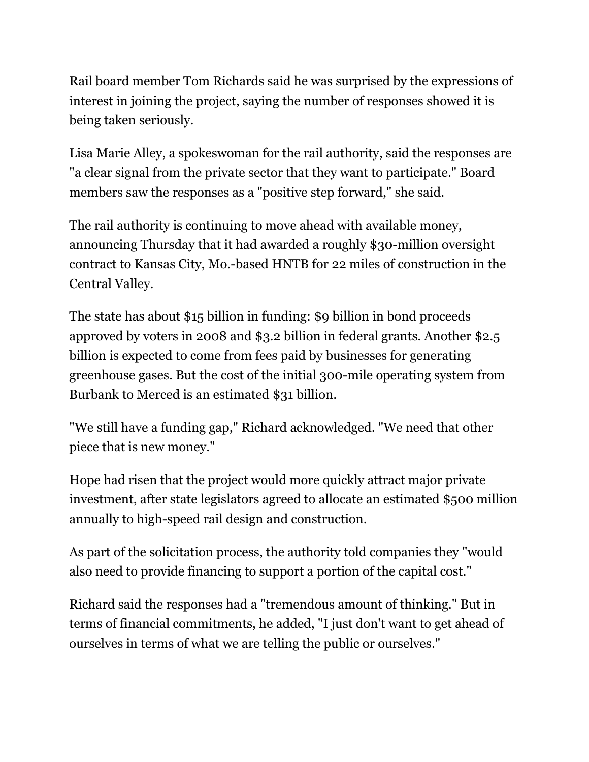Rail board member Tom Richards said he was surprised by the expressions of interest in joining the project, saying the number of responses showed it is being taken seriously.

Lisa Marie Alley, a spokeswoman for the rail authority, said the responses are "a clear signal from the private sector that they want to participate." Board members saw the responses as a "positive step forward," she said.

The rail authority is continuing to move ahead with available money, announcing Thursday that it had awarded a roughly $30-million oversight contract to Kansas City, Mo.-based HNTB for 22 miles of construction in the Central Valley.

The state has about $15 billion in funding: $9 billion in bond proceeds approved by voters in 2008 and $3.2 billion in federal grants. Another $2.5 billion is expected to come from fees paid by businesses for generating greenhouse gases. But the cost of the initial 300-mile operating system from Burbank to Merced is an estimated $31 billion.

"We still have a funding gap," Richard acknowledged. "We need that other piece that is new money."

Hope had risen that the project would more quickly attract major private investment, after state legislators agreed to allocate an estimated $500 million annually to high-speed rail design and construction.

As part of the solicitation process, the authority told companies they "would also need to provide financing to support a portion of the capital cost."

Richard said the responses had a "tremendous amount of thinking." But in terms of financial commitments, he added, "I just don't want to get ahead of ourselves in terms of what we are telling the public or ourselves."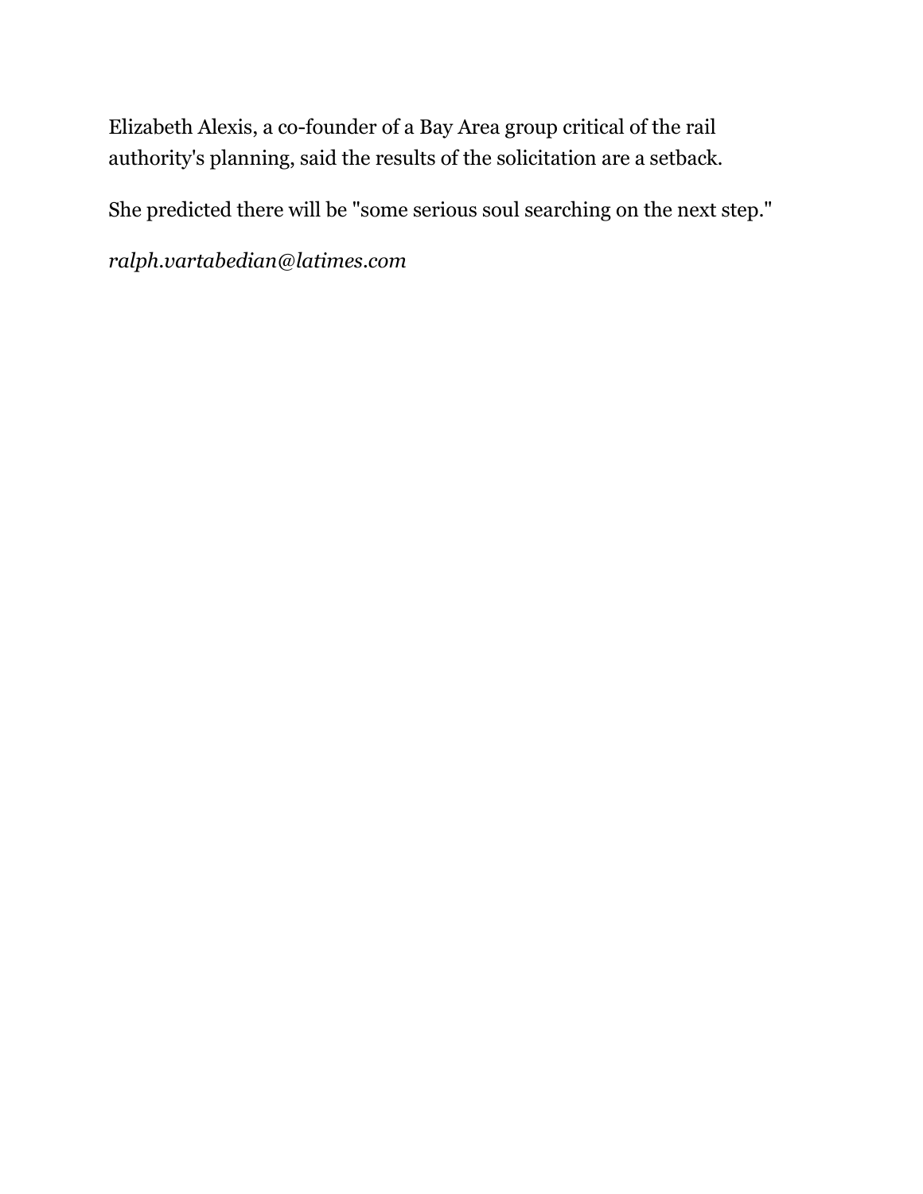Elizabeth Alexis, a co-founder of a Bay Area group critical of the rail authority's planning, said the results of the solicitation are a setback.

She predicted there will be "some serious soul searching on the next step."

*ralph.vartabedian@latimes.com*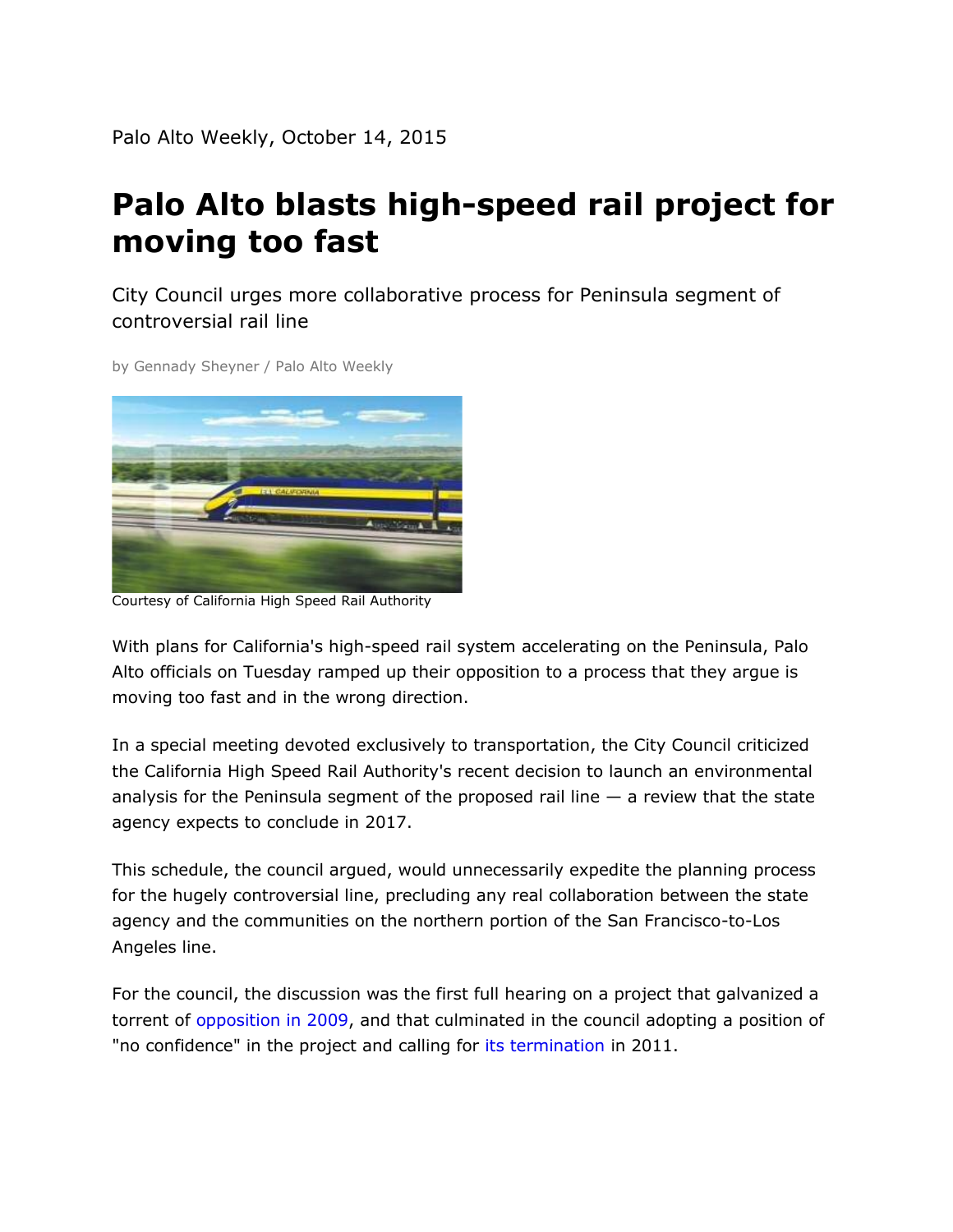Palo Alto Weekly, October 14, 2015

# Palo Alto blasts high-speed rail project for moving too fast

City Council urges more collaborative process for Peninsula segment of controversial rail line

by Gennady Sheyner / Palo Alto Weekly

Courtesy of California High Speed Rail Authority

With plans for California's high-speed rail system accelerating on the Peninsula, Palo Alto officials on Tuesday ramped up their opposition to a process that they argue is moving too fast and in the wrong direction.

In a special meeting devoted exclusively to transportation, the City Council criticized the California High Speed Rail Authority's recent decision to launch an environmental analysis for the Peninsula segment of the proposed rail line — a review that the state agency expects to conclude in 2017.

This schedule, the council argued, would unnecessarily expedite the planning process for the hugely controversial line, precluding any real collaboration between the state agency and the communities on the northern portion of the San Francisco-to-Los Angeles line.

For the council, the discussion was the first full hearing on a project that galvanized a torrent of opposition in 2009, and that culminated in the council adopting a position of "no confidence" in the project and calling for its termination in 2011.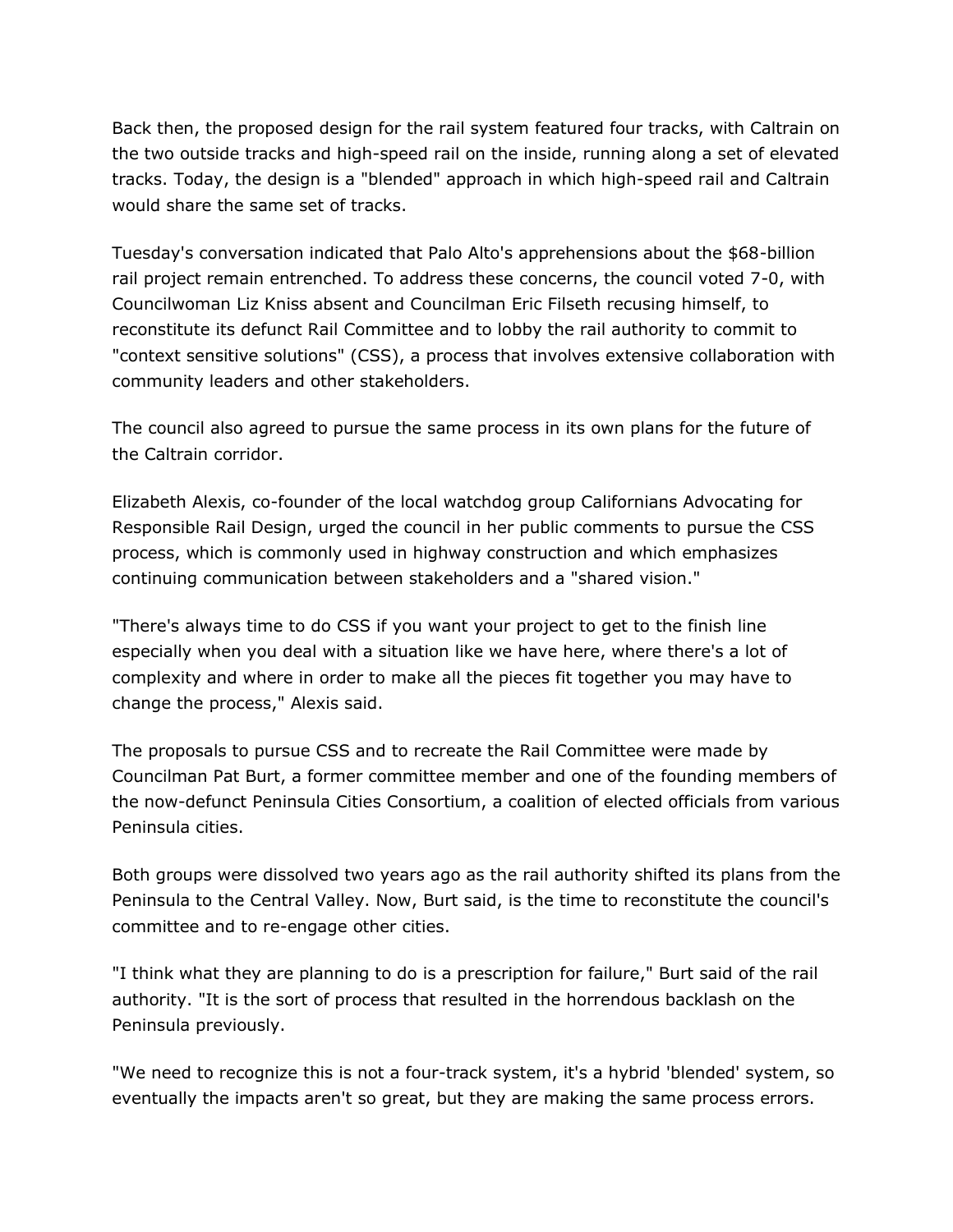Back then, the proposed design for the rail system featured four tracks, with Caltrain on the two outside tracks and high-speed rail on the inside, running along a set of elevated tracks. Today, the design is a "blended" approach in which high-speed rail and Caltrain would share the same set of tracks.

Tuesday's conversation indicated that Palo Alto's apprehensions about the $68-billion rail project remain entrenched. To address these concerns, the council voted 7-0, with Councilwoman Liz Kniss absent and Councilman Eric Filseth recusing himself, to reconstitute its defunct Rail Committee and to lobby the rail authority to commit to "context sensitive solutions" (CSS), a process that involves extensive collaboration with community leaders and other stakeholders.

The council also agreed to pursue the same process in its own plans for the future of the Caltrain corridor.

Elizabeth Alexis, co-founder of the local watchdog group Californians Advocating for Responsible Rail Design, urged the council in her public comments to pursue the CSS process, which is commonly used in highway construction and which emphasizes continuing communication between stakeholders and a "shared vision."

"There's always time to do CSS if you want your project to get to the finish line especially when you deal with a situation like we have here, where there's a lot of complexity and where in order to make all the pieces fit together you may have to change the process," Alexis said.

The proposals to pursue CSS and to recreate the Rail Committee were made by Councilman Pat Burt, a former committee member and one of the founding members of the now-defunct Peninsula Cities Consortium, a coalition of elected officials from various Peninsula cities.

Both groups were dissolved two years ago as the rail authority shifted its plans from the Peninsula to the Central Valley. Now, Burt said, is the time to reconstitute the council's committee and to re-engage other cities.

"I think what they are planning to do is a prescription for failure," Burt said of the rail authority. "It is the sort of process that resulted in the horrendous backlash on the Peninsula previously.

"We need to recognize this is not a four-track system, it's a hybrid 'blended' system, so eventually the impacts aren't so great, but they are making the same process errors.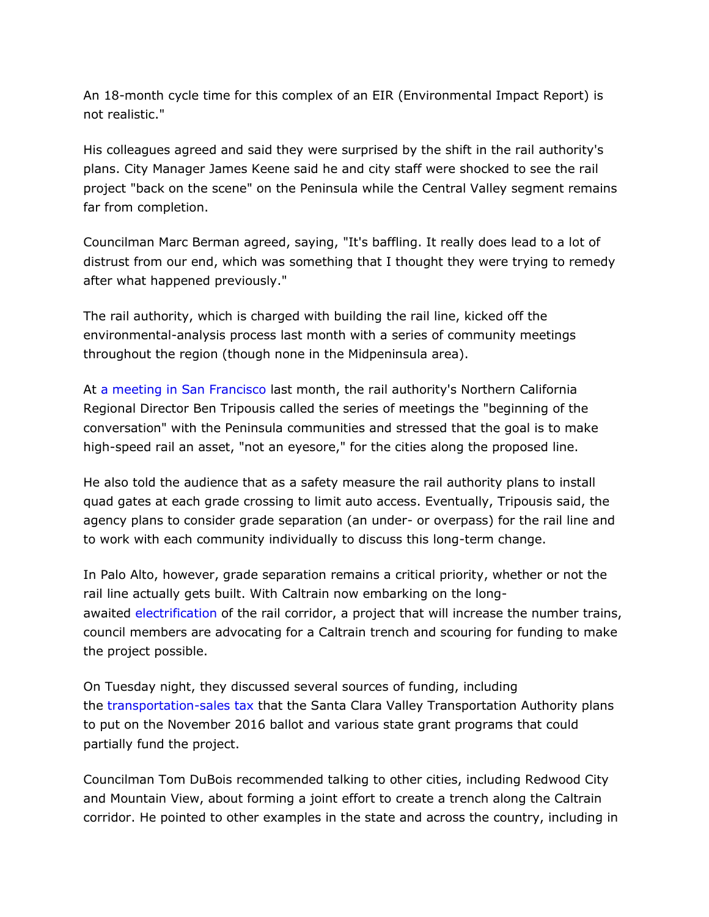An 18-month cycle time for this complex of an EIR (Environmental Impact Report) is not realistic."

His colleagues agreed and said they were surprised by the shift in the rail authority's plans. City Manager James Keene said he and city staff were shocked to see the rail project "back on the scene" on the Peninsula while the Central Valley segment remains far from completion.

Councilman Marc Berman agreed, saying, "It's baffling. It really does lead to a lot of distrust from our end, which was something that I thought they were trying to remedy after what happened previously."

The rail authority, which is charged with building the rail line, kicked off the environmental-analysis process last month with a series of community meetings throughout the region (though none in the Midpeninsula area).

At a meeting in San Francisco last month, the rail authority's Northern California Regional Director Ben Tripousis called the series of meetings the "beginning of the conversation" with the Peninsula communities and stressed that the goal is to make high-speed rail an asset, "not an eyesore," for the cities along the proposed line.

He also told the audience that as a safety measure the rail authority plans to install quad gates at each grade crossing to limit auto access. Eventually, Tripousis said, the agency plans to consider grade separation (an under- or overpass) for the rail line and to work with each community individually to discuss this long-term change.

In Palo Alto, however, grade separation remains a critical priority, whether or not the rail line actually gets built. With Caltrain now embarking on the long-awaited electrification of the rail corridor, a project that will increase the number trains, council members are advocating for a Caltrain trench and scouring for funding to make the project possible.

On Tuesday night, they discussed several sources of funding, including the transportation-sales tax that the Santa Clara Valley Transportation Authority plans to put on the November 2016 ballot and various state grant programs that could partially fund the project.

Councilman Tom DuBois recommended talking to other cities, including Redwood City and Mountain View, about forming a joint effort to create a trench along the Caltrain corridor. He pointed to other examples in the state and across the country, including in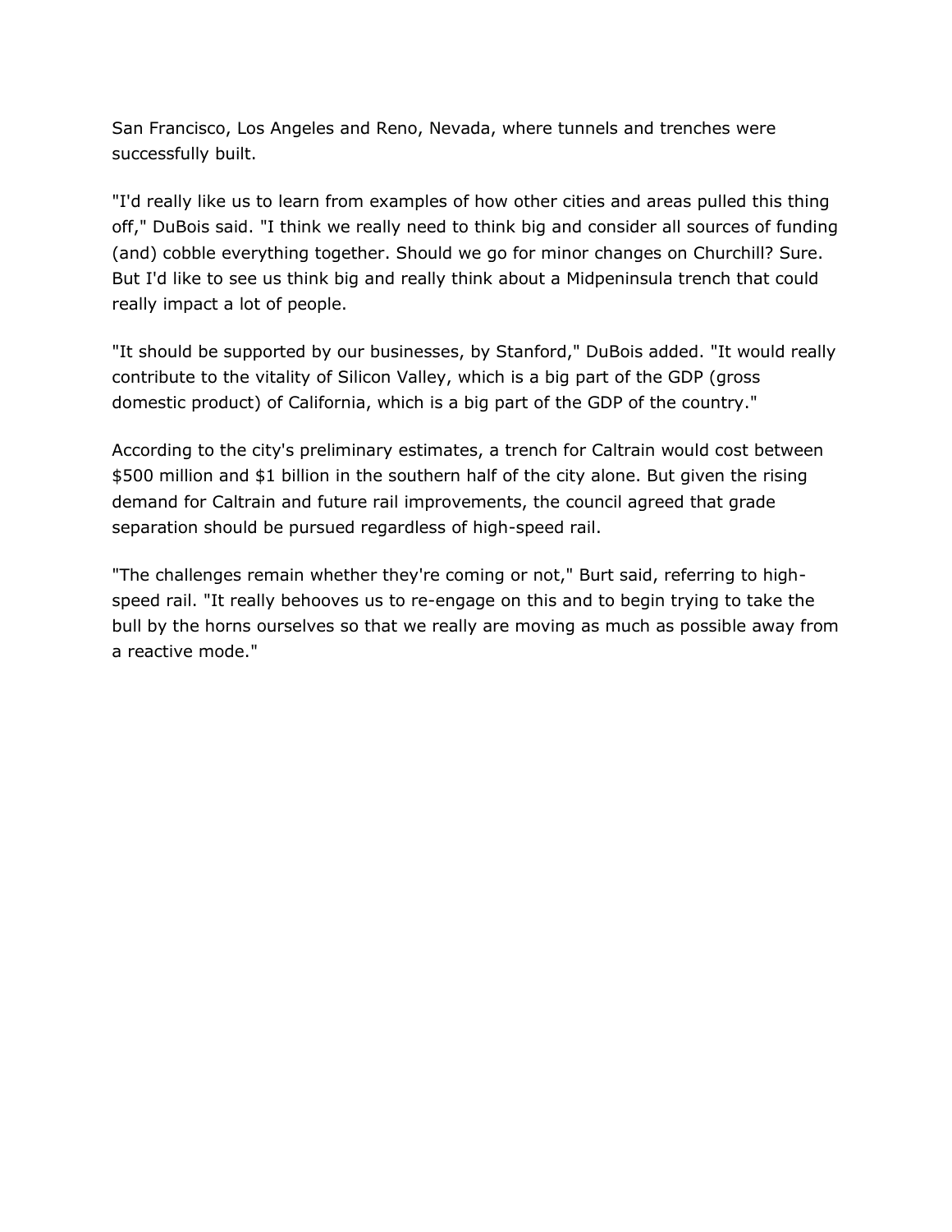San Francisco, Los Angeles and Reno, Nevada, where tunnels and trenches were successfully built.

"I'd really like us to learn from examples of how other cities and areas pulled this thing off," DuBois said. "I think we really need to think big and consider all sources of funding (and) cobble everything together. Should we go for minor changes on Churchill? Sure. But I'd like to see us think big and really think about a Midpeninsula trench that could really impact a lot of people.

"It should be supported by our businesses, by Stanford," DuBois added. "It would really contribute to the vitality of Silicon Valley, which is a big part of the GDP (gross domestic product) of California, which is a big part of the GDP of the country."

According to the city's preliminary estimates, a trench for Caltrain would cost between $500 million and $1 billion in the southern half of the city alone. But given the rising demand for Caltrain and future rail improvements, the council agreed that grade separation should be pursued regardless of high-speed rail.

"The challenges remain whether they're coming or not," Burt said, referring to high-speed rail. "It really behooves us to re-engage on this and to begin trying to take the bull by the horns ourselves so that we really are moving as much as possible away from a reactive mode."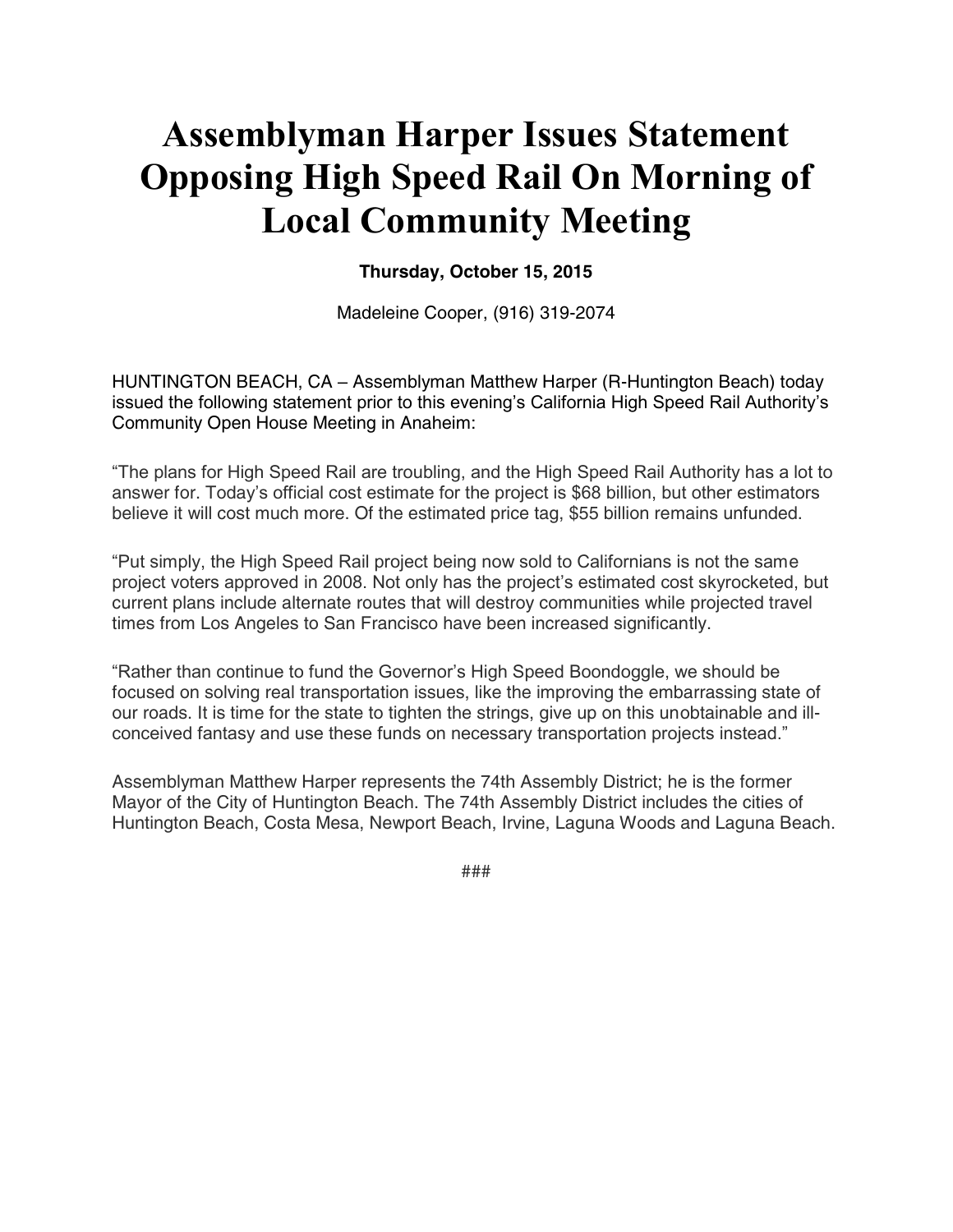# Assemblyman Harper Issues Statement Opposing High Speed Rail On Morning of Local Community Meeting

**Thursday, October 15, 2015**

Madeleine Cooper, (916) 319-2074

HUNTINGTON BEACH, CA – Assemblyman Matthew Harper (R-Huntington Beach) today issued the following statement prior to this evening's California High Speed Rail Authority's Community Open House Meeting in Anaheim:

"The plans for High Speed Rail are troubling, and the High Speed Rail Authority has a lot to answer for. Today's official cost estimate for the project is $68 billion, but other estimators believe it will cost much more. Of the estimated price tag, $55 billion remains unfunded.

"Put simply, the High Speed Rail project being now sold to Californians is not the same project voters approved in 2008. Not only has the project's estimated cost skyrocketed, but current plans include alternate routes that will destroy communities while projected travel times from Los Angeles to San Francisco have been increased significantly.

"Rather than continue to fund the Governor's High Speed Boondoggle, we should be focused on solving real transportation issues, like the improving the embarrassing state of our roads. It is time for the state to tighten the strings, give up on this unobtainable and ill-conceived fantasy and use these funds on necessary transportation projects instead."

Assemblyman Matthew Harper represents the 74th Assembly District; he is the former Mayor of the City of Huntington Beach. The 74th Assembly District includes the cities of Huntington Beach, Costa Mesa, Newport Beach, Irvine, Laguna Woods and Laguna Beach.

###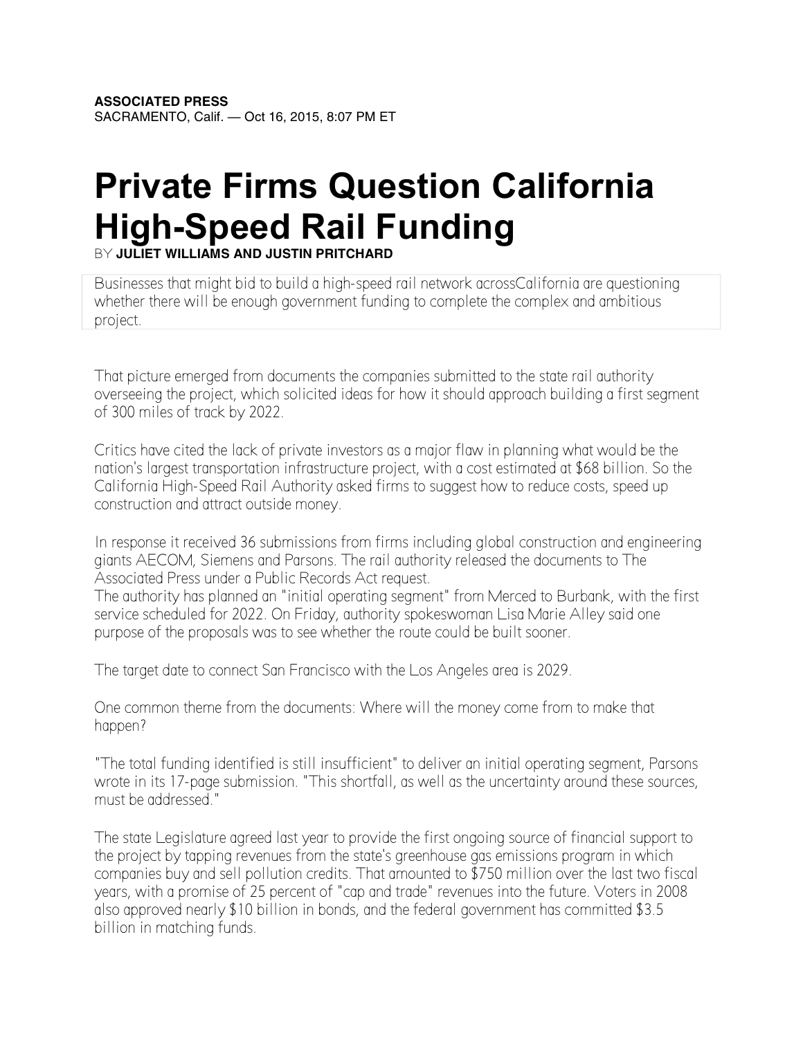**ASSOCIATED PRESS**
SACRAMENTO, Calif. — Oct 16, 2015, 8:07 PM ET

# Private Firms Question California High-Speed Rail Funding

BY **JULIET WILLIAMS AND JUSTIN PRITCHARD**

Businesses that might bid to build a high-speed rail network acrossCalifornia are questioning whether there will be enough government funding to complete the complex and ambitious project.

That picture emerged from documents the companies submitted to the state rail authority overseeing the project, which solicited ideas for how it should approach building a first segment of 300 miles of track by 2022.

Critics have cited the lack of private investors as a major flaw in planning what would be the nation's largest transportation infrastructure project, with a cost estimated at $68 billion. So the California High-Speed Rail Authority asked firms to suggest how to reduce costs, speed up construction and attract outside money.

In response it received 36 submissions from firms including global construction and engineering giants AECOM, Siemens and Parsons. The rail authority released the documents to The Associated Press under a Public Records Act request.
The authority has planned an "initial operating segment" from Merced to Burbank, with the first service scheduled for 2022. On Friday, authority spokeswoman Lisa Marie Alley said one purpose of the proposals was to see whether the route could be built sooner.

The target date to connect San Francisco with the Los Angeles area is 2029.

One common theme from the documents: Where will the money come from to make that happen?

"The total funding identified is still insufficient" to deliver an initial operating segment, Parsons wrote in its 17-page submission. "This shortfall, as well as the uncertainty around these sources, must be addressed."

The state Legislature agreed last year to provide the first ongoing source of financial support to the project by tapping revenues from the state's greenhouse gas emissions program in which companies buy and sell pollution credits. That amounted to $750 million over the last two fiscal years, with a promise of 25 percent of "cap and trade" revenues into the future. Voters in 2008 also approved nearly $10 billion in bonds, and the federal government has committed $3.5 billion in matching funds.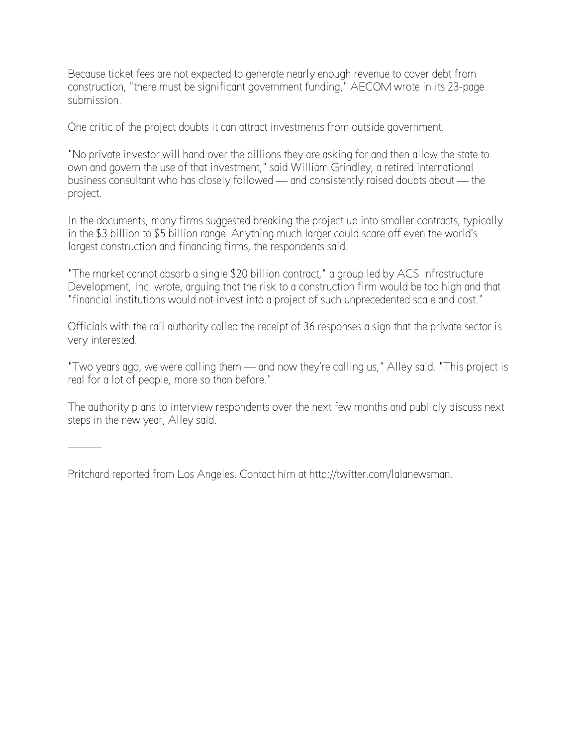Because ticket fees are not expected to generate nearly enough revenue to cover debt from construction, "there must be significant government funding," AECOM wrote in its 23-page submission.

One critic of the project doubts it can attract investments from outside government.

"No private investor will hand over the billions they are asking for and then allow the state to own and govern the use of that investment," said William Grindley, a retired international business consultant who has closely followed — and consistently raised doubts about — the project.

In the documents, many firms suggested breaking the project up into smaller contracts, typically in the $3 billion to $5 billion range. Anything much larger could scare off even the world's largest construction and financing firms, the respondents said.

"The market cannot absorb a single $20 billion contract," a group led by ACS Infrastructure Development, Inc. wrote, arguing that the risk to a construction firm would be too high and that "financial institutions would not invest into a project of such unprecedented scale and cost."

Officials with the rail authority called the receipt of 36 responses a sign that the private sector is very interested.

"Two years ago, we were calling them — and now they're calling us," Alley said. "This project is real for a lot of people, more so than before."

The authority plans to interview respondents over the next few months and publicly discuss next steps in the new year, Alley said.

---

Pritchard reported from Los Angeles. Contact him at http://twitter.com/lalanewsman.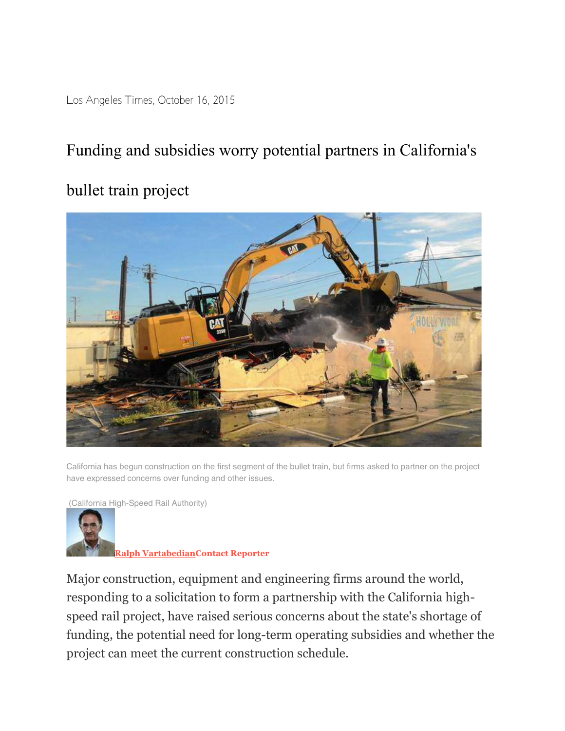Los Angeles Times, October 16, 2015

# Funding and subsidies worry potential partners in California's bullet train project

California has begun construction on the first segment of the bullet train, but firms asked to partner on the project have expressed concerns over funding and other issues.

(California High-Speed Rail Authority)

**Ralph Vartabedian** **Contact Reporter**

Major construction, equipment and engineering firms around the world, responding to a solicitation to form a partnership with the California high-speed rail project, have raised serious concerns about the state's shortage of funding, the potential need for long-term operating subsidies and whether the project can meet the current construction schedule.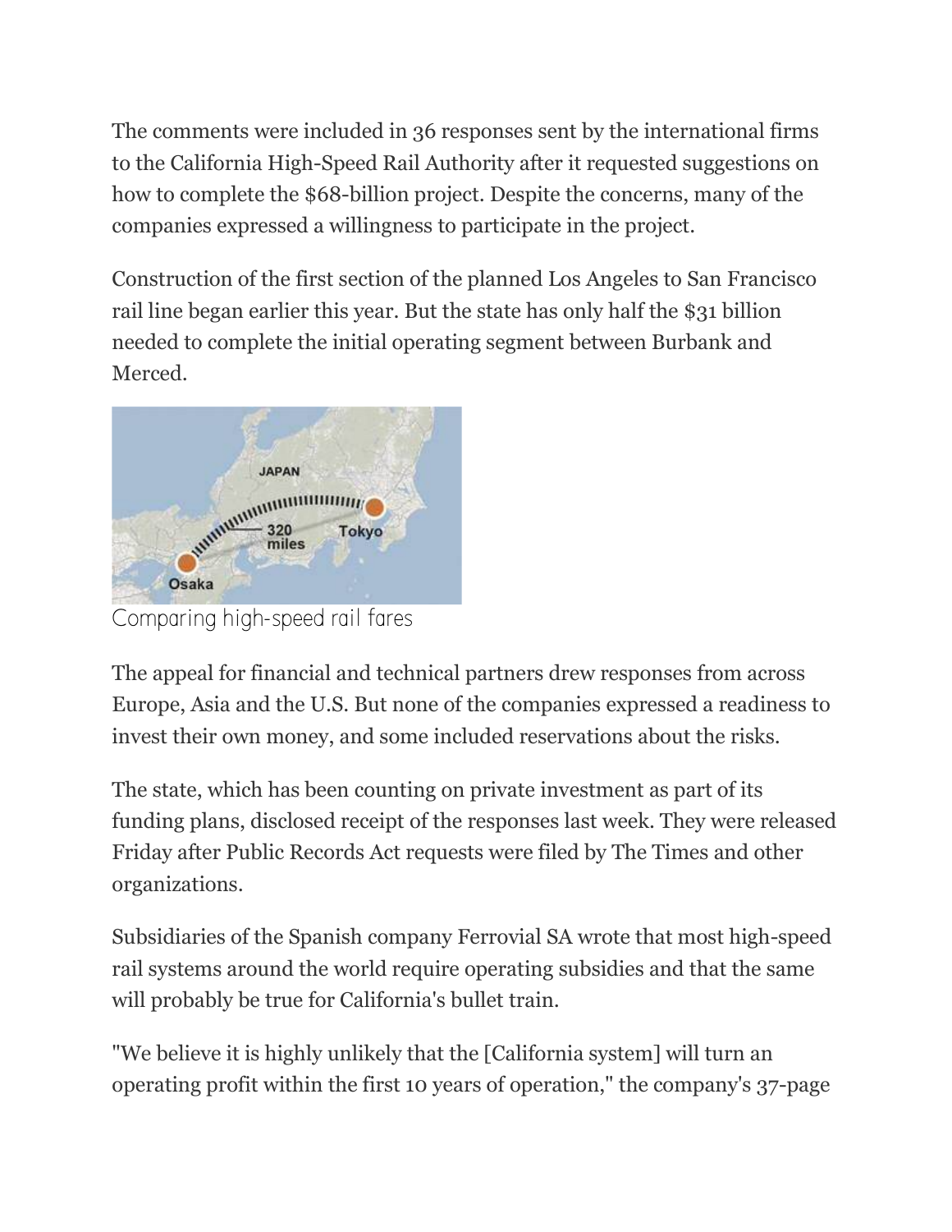The comments were included in 36 responses sent by the international firms to the California High-Speed Rail Authority after it requested suggestions on how to complete the $68-billion project. Despite the concerns, many of the companies expressed a willingness to participate in the project.

Construction of the first section of the planned Los Angeles to San Francisco rail line began earlier this year. But the state has only half the $31 billion needed to complete the initial operating segment between Burbank and Merced.

Comparing high-speed rail fares

The appeal for financial and technical partners drew responses from across Europe, Asia and the U.S. But none of the companies expressed a readiness to invest their own money, and some included reservations about the risks.

The state, which has been counting on private investment as part of its funding plans, disclosed receipt of the responses last week. They were released Friday after Public Records Act requests were filed by The Times and other organizations.

Subsidiaries of the Spanish company Ferrovial SA wrote that most high-speed rail systems around the world require operating subsidies and that the same will probably be true for California's bullet train.

"We believe it is highly unlikely that the [California system] will turn an operating profit within the first 10 years of operation," the company's 37-page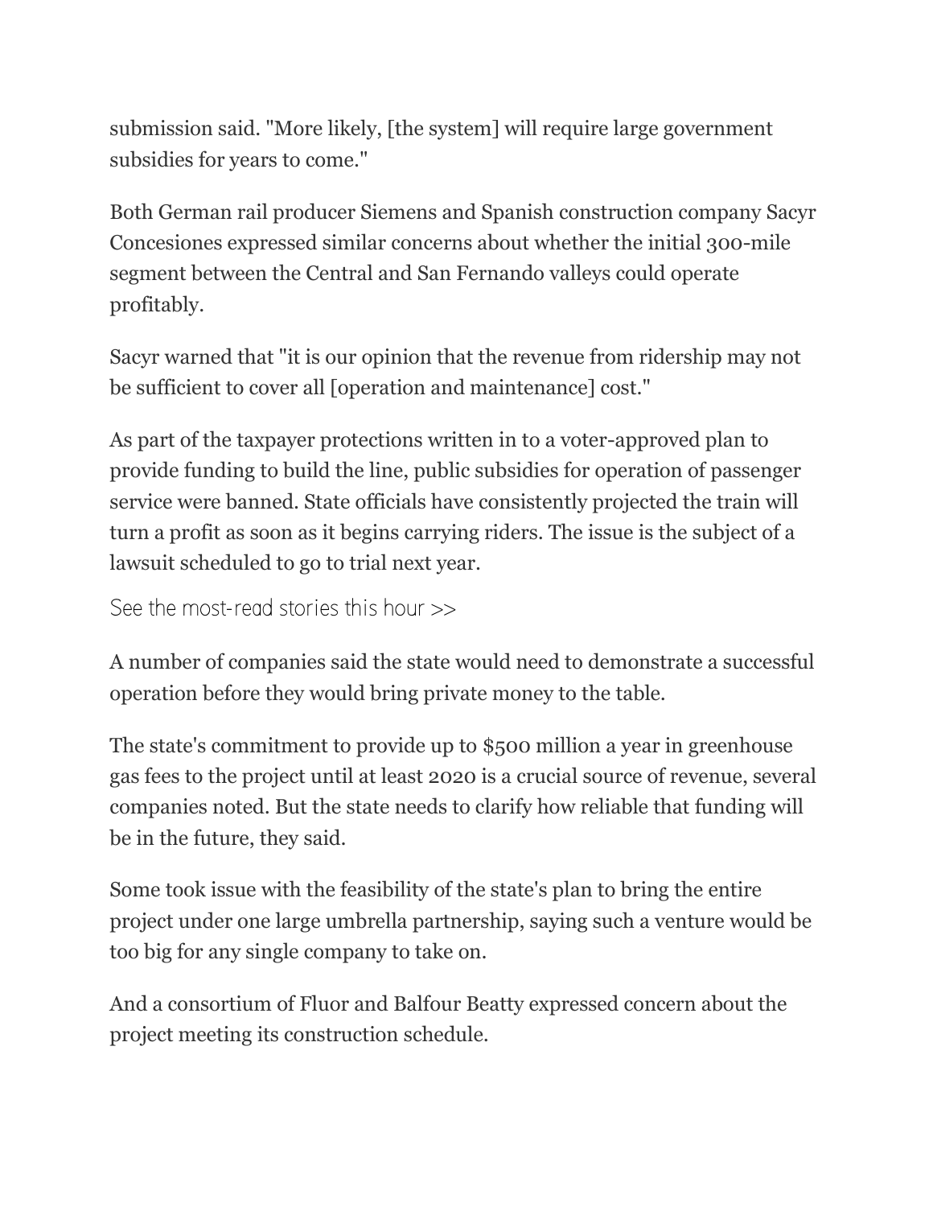submission said. "More likely, [the system] will require large government subsidies for years to come."

Both German rail producer Siemens and Spanish construction company Sacyr Concesiones expressed similar concerns about whether the initial 300-mile segment between the Central and San Fernando valleys could operate profitably.

Sacyr warned that "it is our opinion that the revenue from ridership may not be sufficient to cover all [operation and maintenance] cost."

As part of the taxpayer protections written in to a voter-approved plan to provide funding to build the line, public subsidies for operation of passenger service were banned. State officials have consistently projected the train will turn a profit as soon as it begins carrying riders. The issue is the subject of a lawsuit scheduled to go to trial next year.

See the most-read stories this hour >>

A number of companies said the state would need to demonstrate a successful operation before they would bring private money to the table.

The state's commitment to provide up to $500 million a year in greenhouse gas fees to the project until at least 2020 is a crucial source of revenue, several companies noted. But the state needs to clarify how reliable that funding will be in the future, they said.

Some took issue with the feasibility of the state's plan to bring the entire project under one large umbrella partnership, saying such a venture would be too big for any single company to take on.

And a consortium of Fluor and Balfour Beatty expressed concern about the project meeting its construction schedule.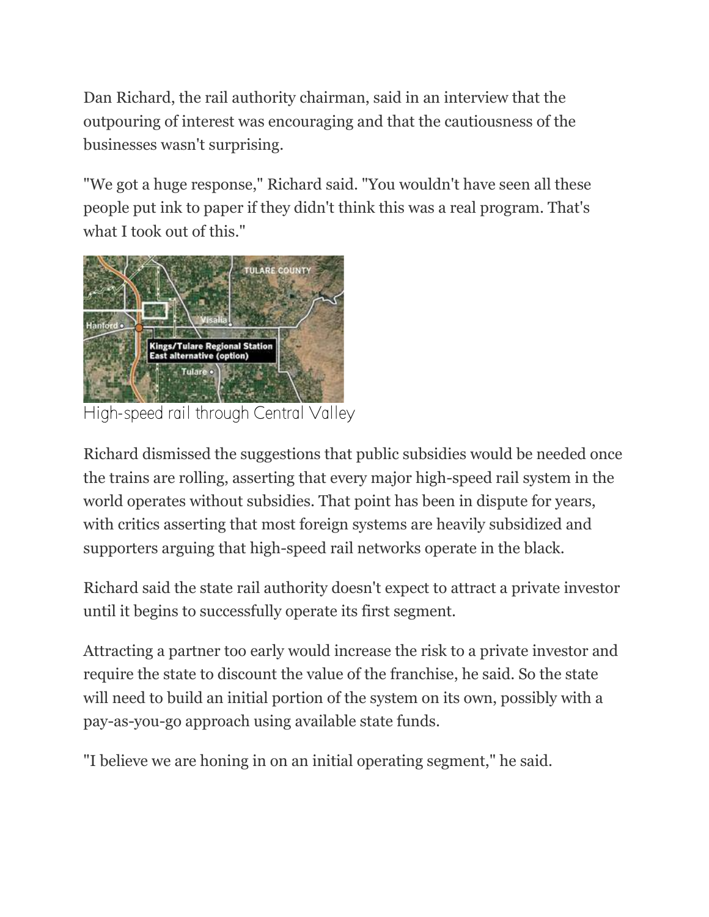Dan Richard, the rail authority chairman, said in an interview that the outpouring of interest was encouraging and that the cautiousness of the businesses wasn't surprising.

"We got a huge response," Richard said. "You wouldn't have seen all these people put ink to paper if they didn't think this was a real program. That's what I took out of this."

High-speed rail through Central Valley

Richard dismissed the suggestions that public subsidies would be needed once the trains are rolling, asserting that every major high-speed rail system in the world operates without subsidies. That point has been in dispute for years, with critics asserting that most foreign systems are heavily subsidized and supporters arguing that high-speed rail networks operate in the black.

Richard said the state rail authority doesn't expect to attract a private investor until it begins to successfully operate its first segment.

Attracting a partner too early would increase the risk to a private investor and require the state to discount the value of the franchise, he said. So the state will need to build an initial portion of the system on its own, possibly with a pay-as-you-go approach using available state funds.

"I believe we are honing in on an initial operating segment," he said.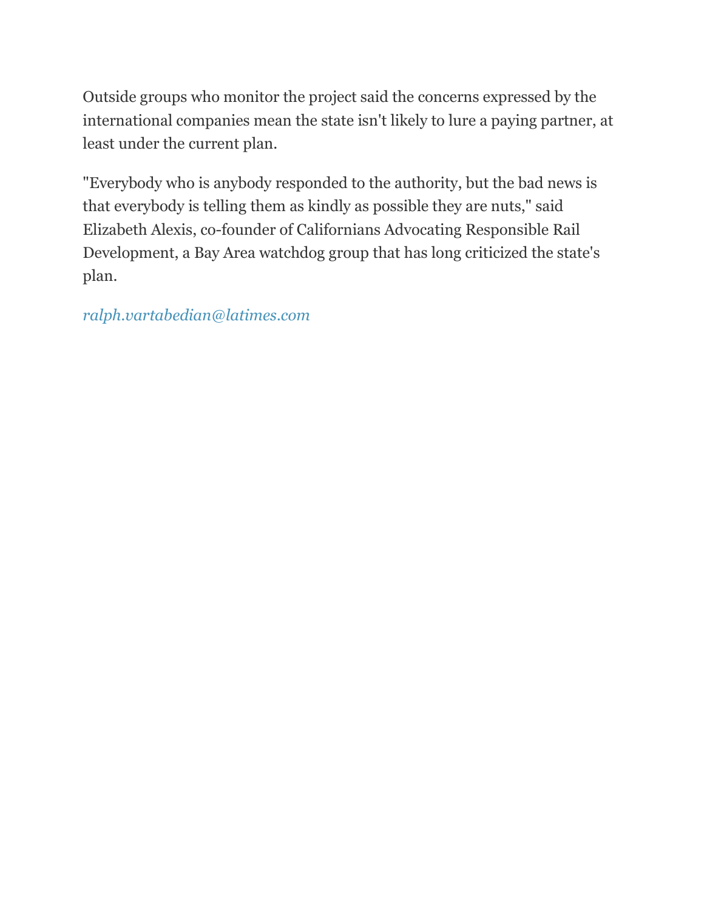Outside groups who monitor the project said the concerns expressed by the international companies mean the state isn't likely to lure a paying partner, at least under the current plan.

"Everybody who is anybody responded to the authority, but the bad news is that everybody is telling them as kindly as possible they are nuts," said Elizabeth Alexis, co-founder of Californians Advocating Responsible Rail Development, a Bay Area watchdog group that has long criticized the state's plan.

*ralph.vartabedian@latimes.com*